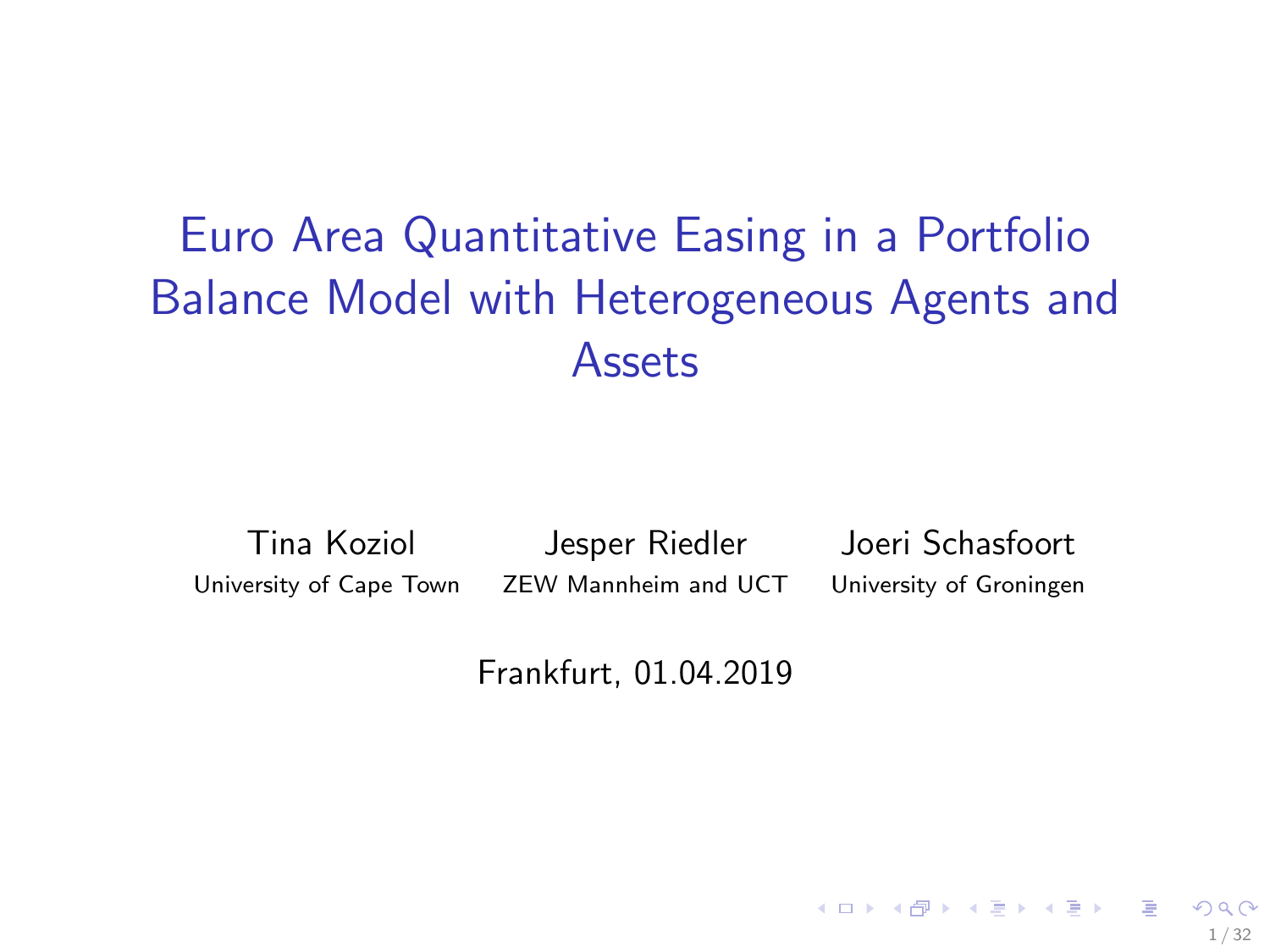# Euro Area Quantitative Easing in a Portfolio Balance Model with Heterogeneous Agents and Assets

Tina Koziol
University of Cape Town

Jesper Riedler
ZEW Mannheim and UCT

Joeri Schasfoort
University of Groningen

Frankfurt, 01.04.2019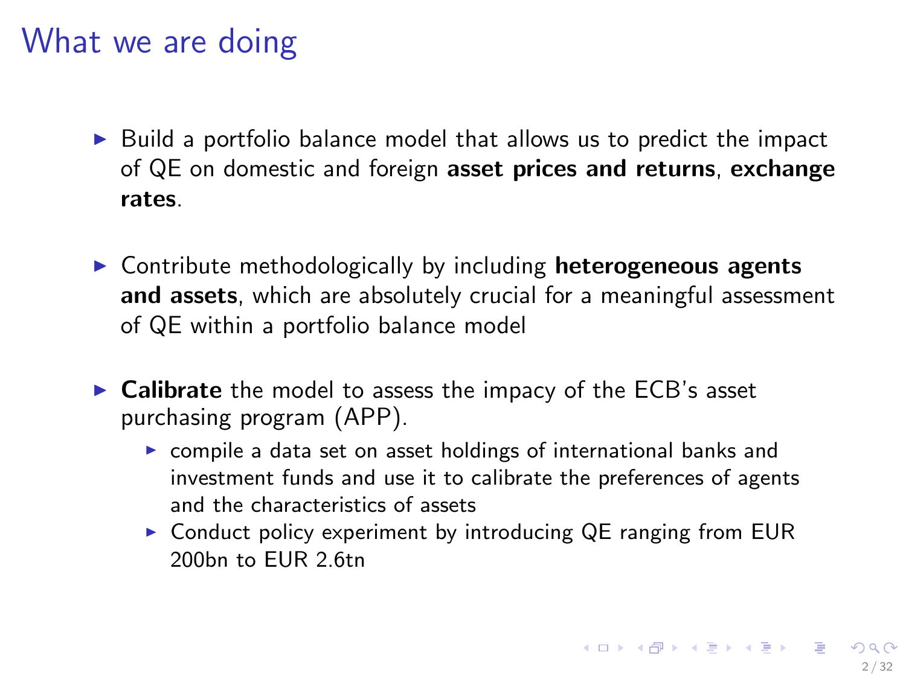# What we are doing

- Build a portfolio balance model that allows us to predict the impact of QE on domestic and foreign **asset prices and returns**, **exchange rates**.
- Contribute methodologically by including **heterogeneous agents and assets**, which are absolutely crucial for a meaningful assessment of QE within a portfolio balance model
- **Calibrate** the model to assess the impact of the ECB's asset purchasing program (APP).
  - compile a data set on asset holdings of international banks and investment funds and use it to calibrate the preferences of agents and the characteristics of assets
  - Conduct policy experiment by introducing QE ranging from EUR 200bn to EUR 2.6tn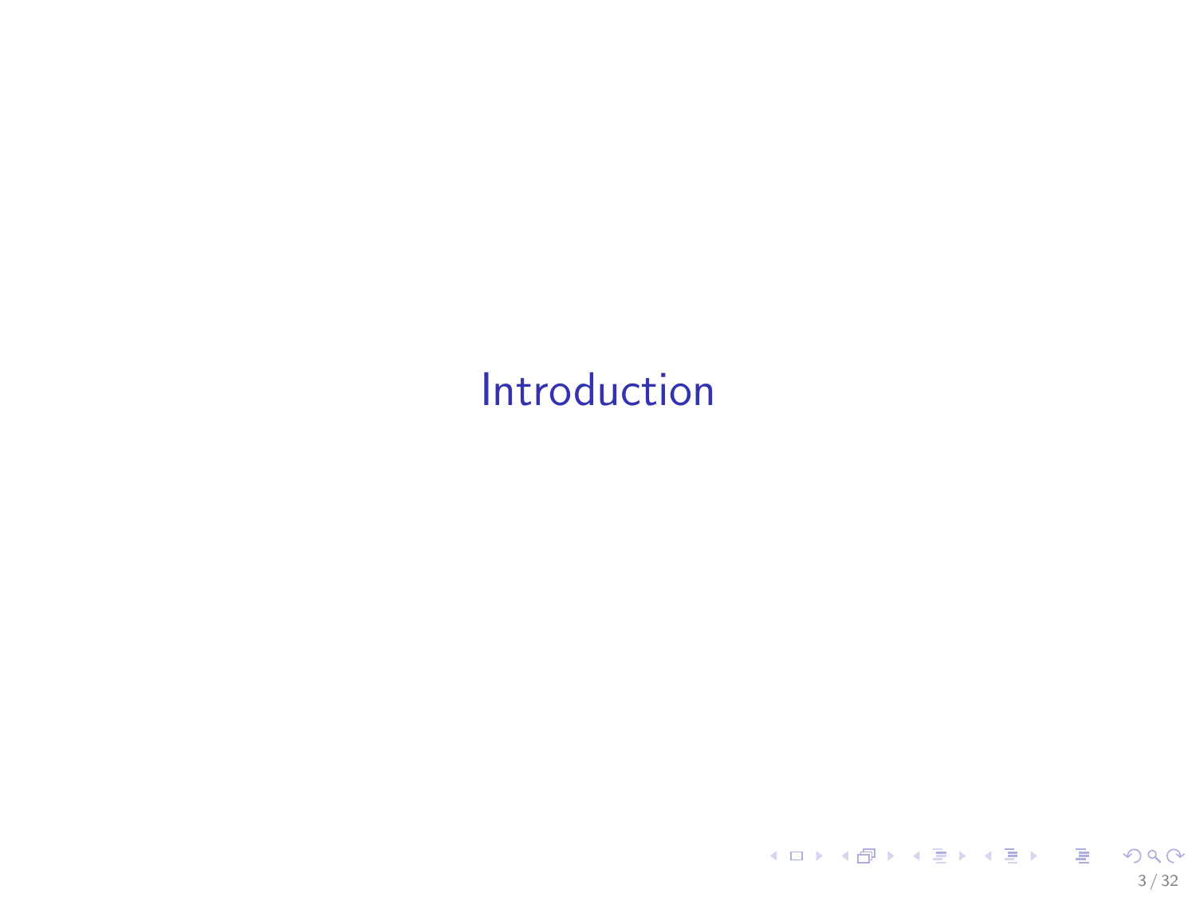# Introduction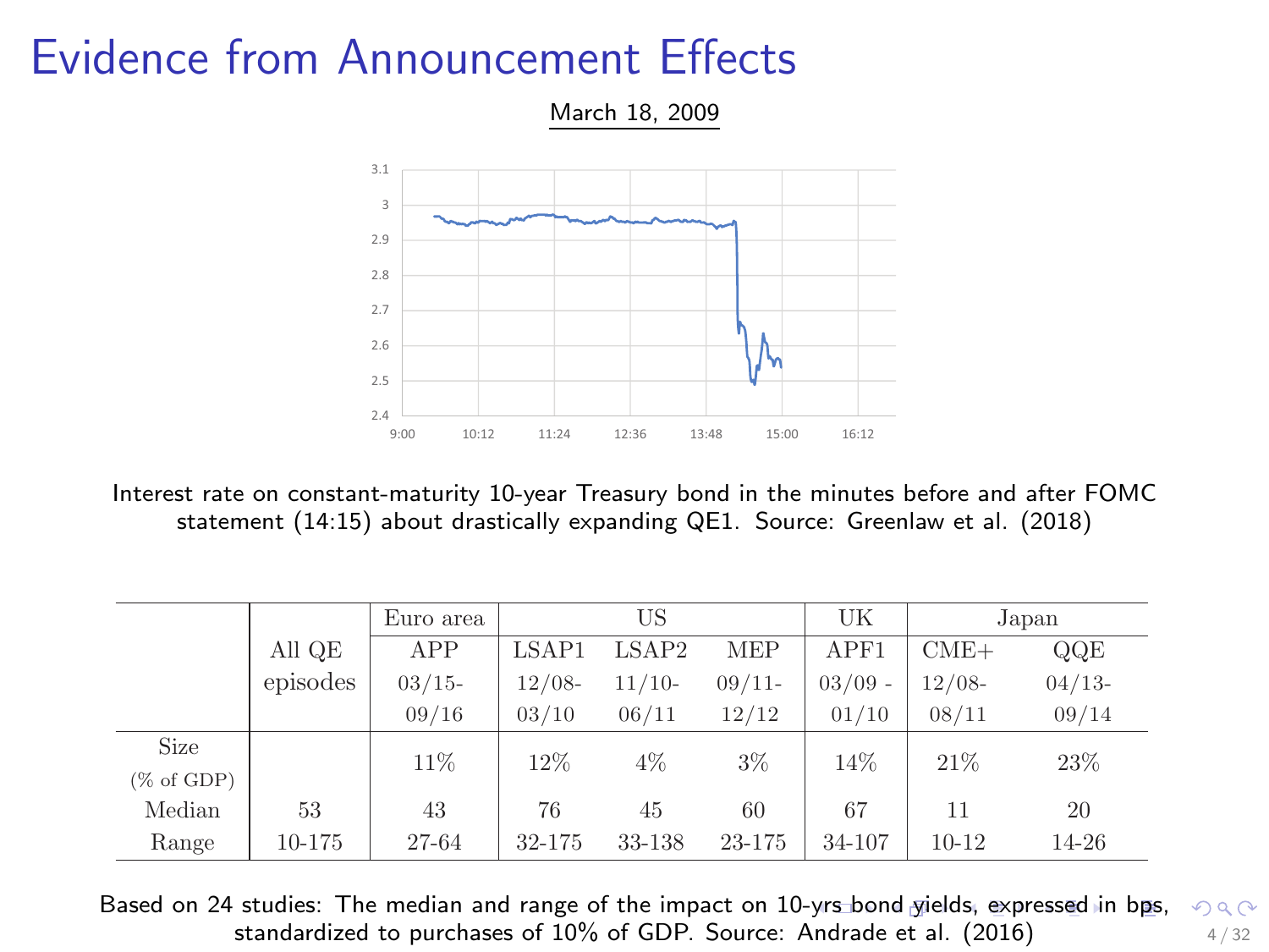# Evidence from Announcement Effects

March 18, 2009

Interest rate on constant-maturity 10-year Treasury bond in the minutes before and after FOMC statement (14:15) about drastically expanding QE1. Source: Greenlaw et al. (2018)

| | All QE episodes | Euro area | US | | | UK | Japan | |
|---|---|---|---|---|---|---|---|---|
| | | APP | LSAP1 | LSAP2 | MEP | APF1 | CME+ | QQE |
| | | 03/15-09/16 | 12/08-03/10 | 11/10-06/11 | 09/11-12/12 | 03/09 - 01/10 | 12/08-08/11 | 04/13-09/14 |
| Size (% of GDP) | | 11% | 12% | 4% | 3% | 14% | 21% | 23% |
| Median | 53 | 43 | 76 | 45 | 60 | 67 | 11 | 20 |
| Range | 10-175 | 27-64 | 32-175 | 33-138 | 23-175 | 34-107 | 10-12 | 14-26 |

Based on 24 studies: The median and range of the impact on 10-yrs bond yields, expressed in bps, standardized to purchases of 10% of GDP. Source: Andrade et al. (2016)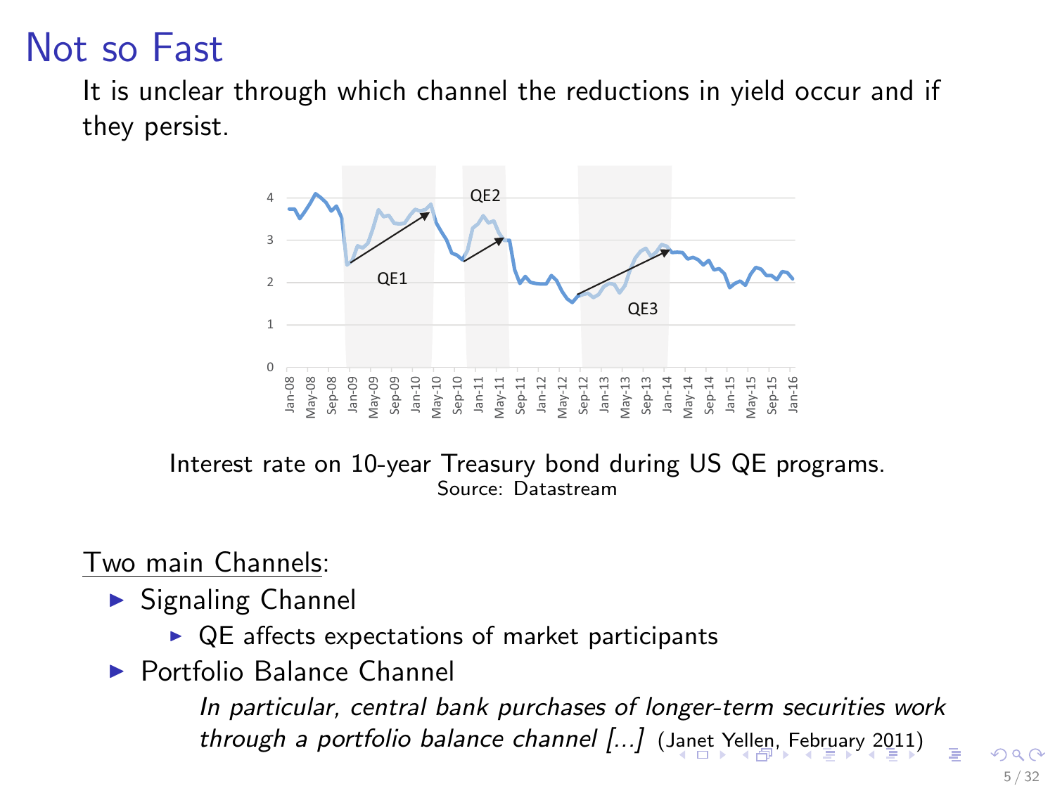# Not so Fast

It is unclear through which channel the reductions in yield occur and if they persist.

Interest rate on 10-year Treasury bond during US QE programs.
Source: Datastream

Two main Channels:

- Signaling Channel
  - QE affects expectations of market participants
- Portfolio Balance Channel

  *In particular, central bank purchases of longer-term securities work through a portfolio balance channel [...]* (Janet Yellen, February 2011)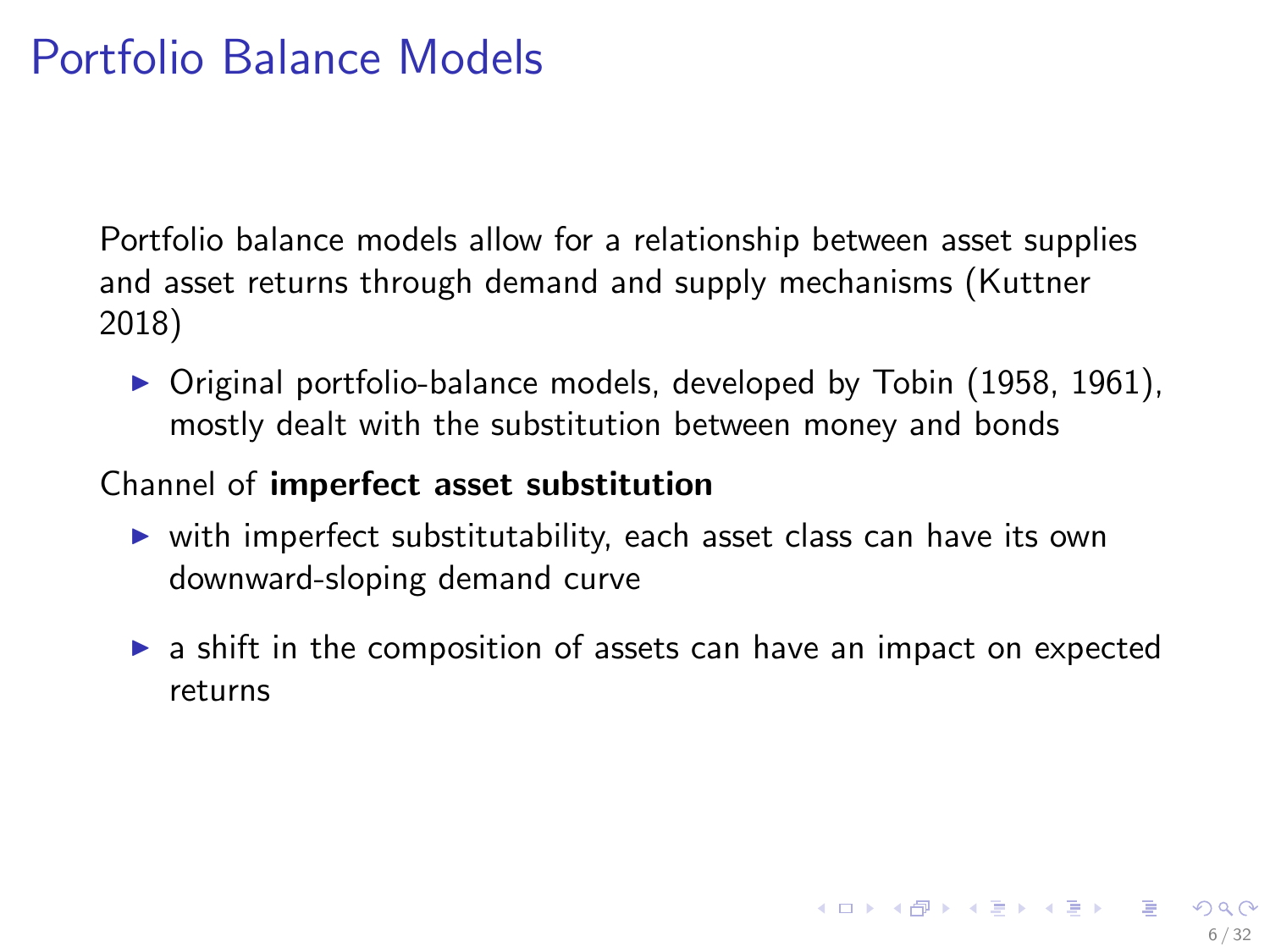# Portfolio Balance Models

Portfolio balance models allow for a relationship between asset supplies and asset returns through demand and supply mechanisms (Kuttner 2018)

- Original portfolio-balance models, developed by Tobin (1958, 1961), mostly dealt with the substitution between money and bonds

Channel of **imperfect asset substitution**

- with imperfect substitutability, each asset class can have its own downward-sloping demand curve
- a shift in the composition of assets can have an impact on expected returns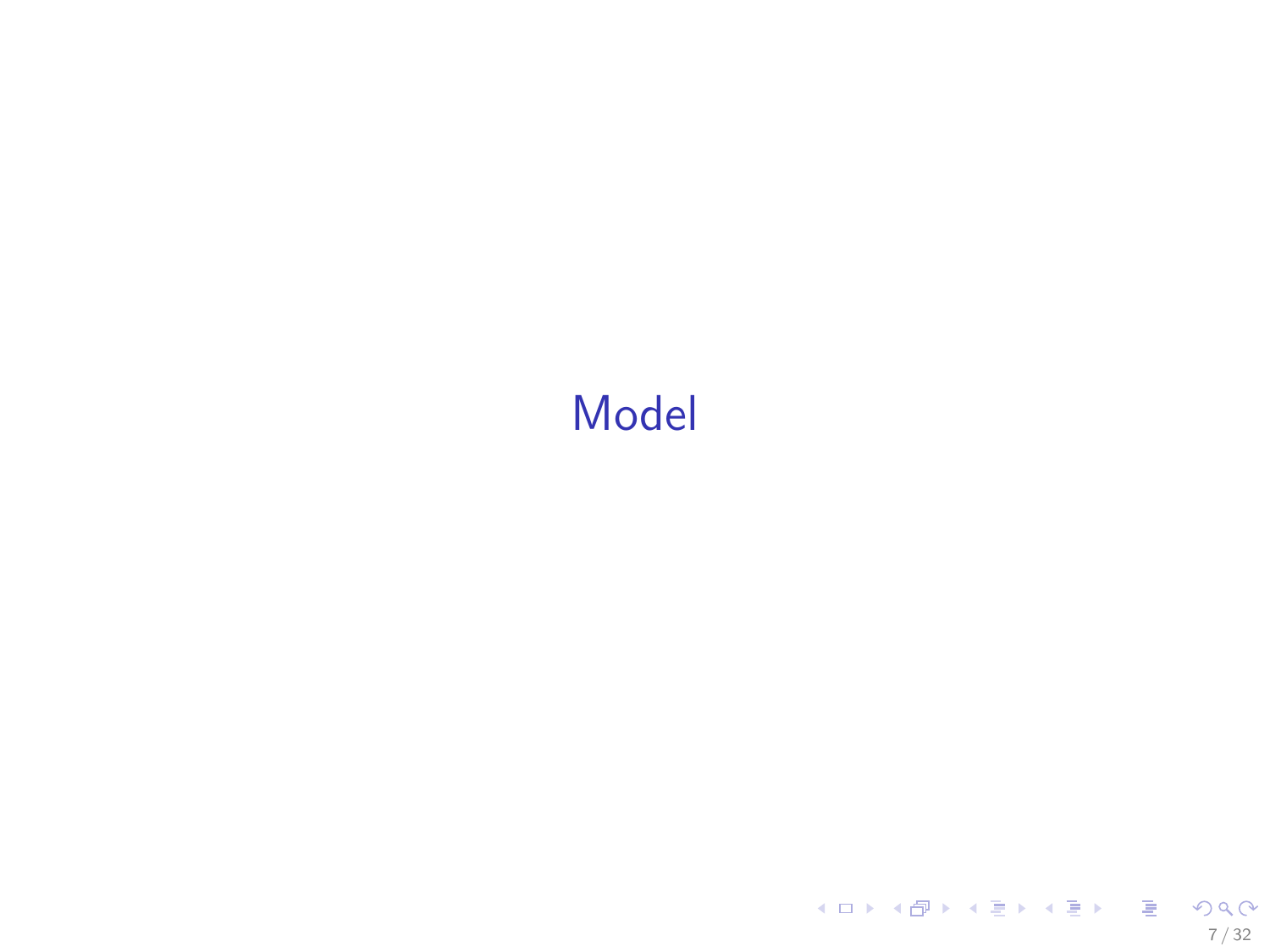# Model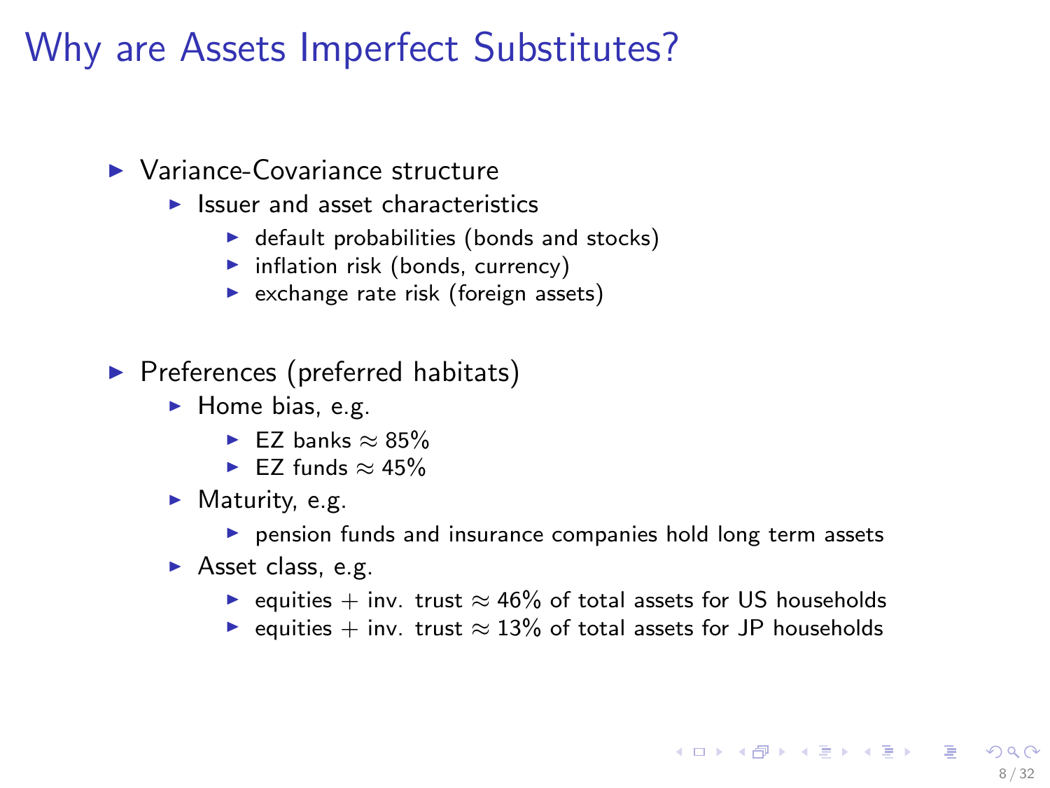# Why are Assets Imperfect Substitutes?

- Variance-Covariance structure
  - Issuer and asset characteristics
    - default probabilities (bonds and stocks)
    - inflation risk (bonds, currency)
    - exchange rate risk (foreign assets)

- Preferences (preferred habitats)
  - Home bias, e.g.
    - EZ banks $\approx$ 85%
    - EZ funds $\approx$ 45%
  - Maturity, e.g.
    - pension funds and insurance companies hold long term assets
  - Asset class, e.g.
    - equities + inv. trust $\approx$ 46% of total assets for US households
    - equities + inv. trust $\approx$ 13% of total assets for JP households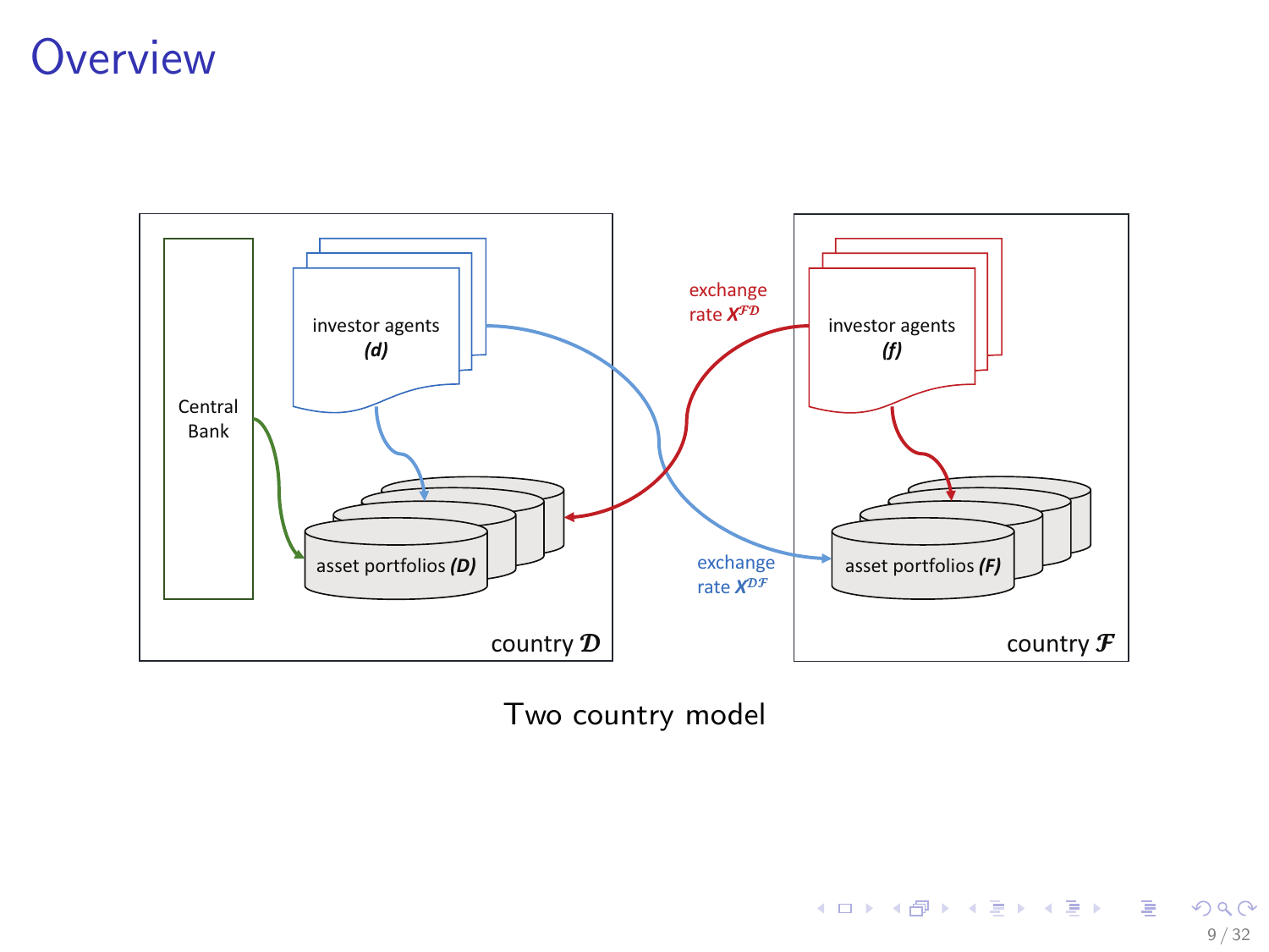# Overview

Central Bank

investor agents
*(d)*

asset portfolios ***(D)***

country $\mathcal{D}$

exchange rate $X^{\mathcal{FD}}$

exchange rate $X^{\mathcal{DF}}$

investor agents
*(f)*

asset portfolios ***(F)***

country $\mathcal{F}$

Two country model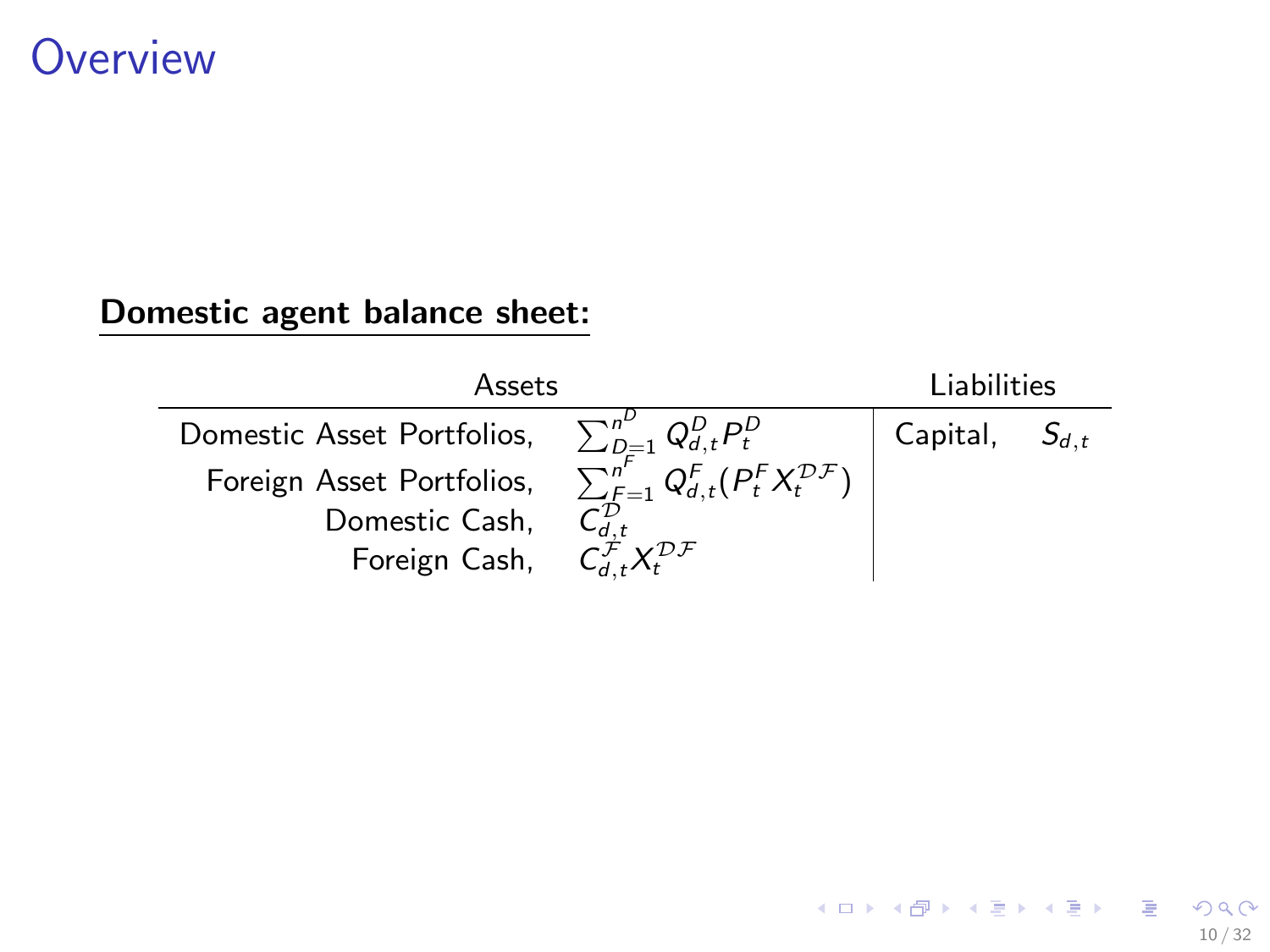# Overview

**Domestic agent balance sheet:**

| Assets | | Liabilities | |
|---|---|---|---|
| Domestic Asset Portfolios, | $\sum_{D=1}^{n^D} Q_{d,t}^D P_t^D$ | Capital, | $S_{d,t}$ |
| Foreign Asset Portfolios, | $\sum_{F=1}^{n^F} Q_{d,t}^F (P_t^F X_t^{\mathcal{DF}})$ | | |
| Domestic Cash, | $C_{d,t}^{\mathcal{D}}$ | | |
| Foreign Cash, | $C_{d,t}^{\mathcal{F}} X_t^{\mathcal{DF}}$ | | |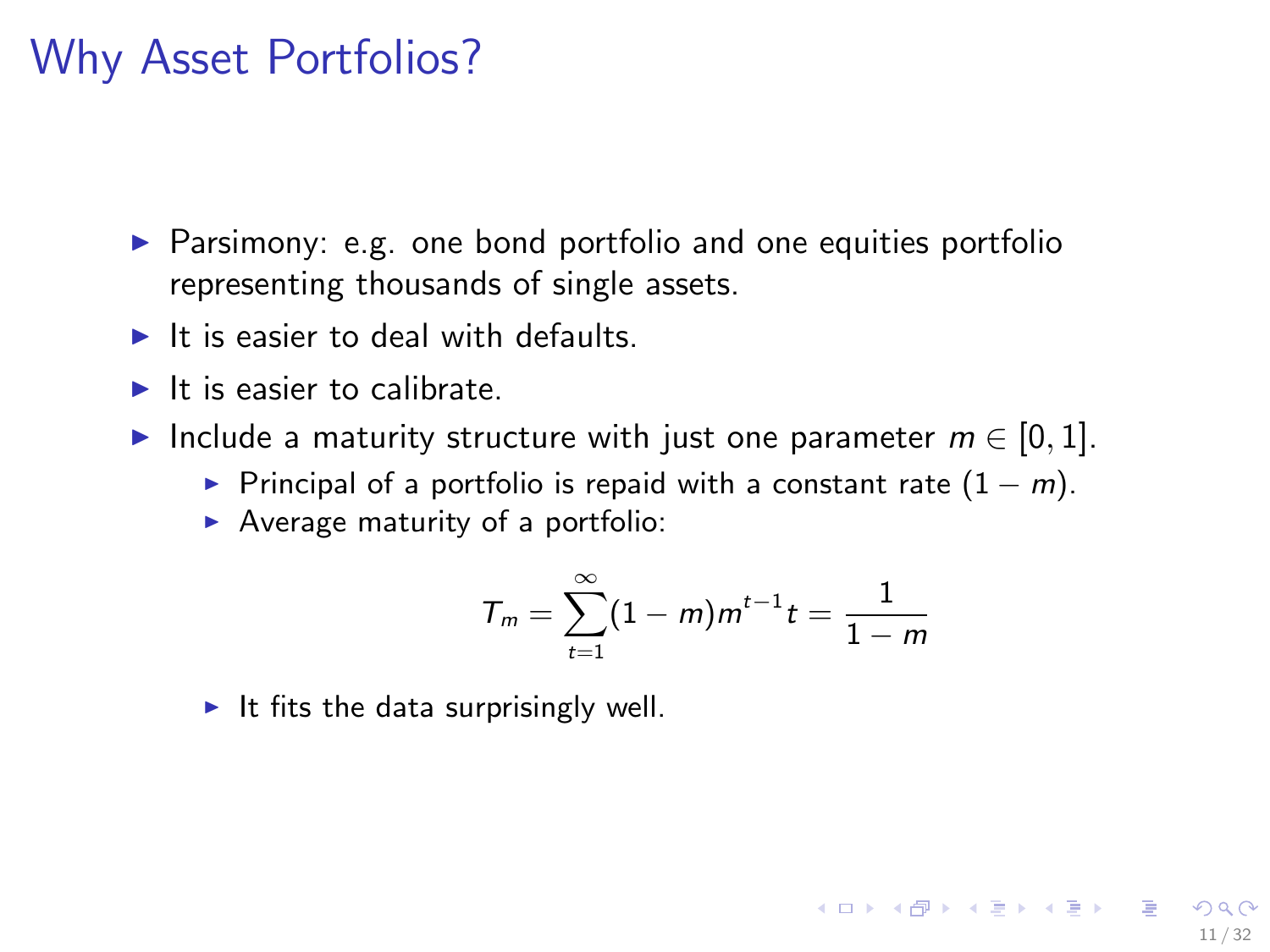# Why Asset Portfolios?

- Parsimony: e.g. one bond portfolio and one equities portfolio representing thousands of single assets.
- It is easier to deal with defaults.
- It is easier to calibrate.
- Include a maturity structure with just one parameter $m \in [0, 1]$.
  - Principal of a portfolio is repaid with a constant rate $(1 - m)$.
  - Average maturity of a portfolio:

$$T_m = \sum_{t=1}^{\infty} (1 - m) m^{t-1} t = \frac{1}{1 - m}$$

  - It fits the data surprisingly well.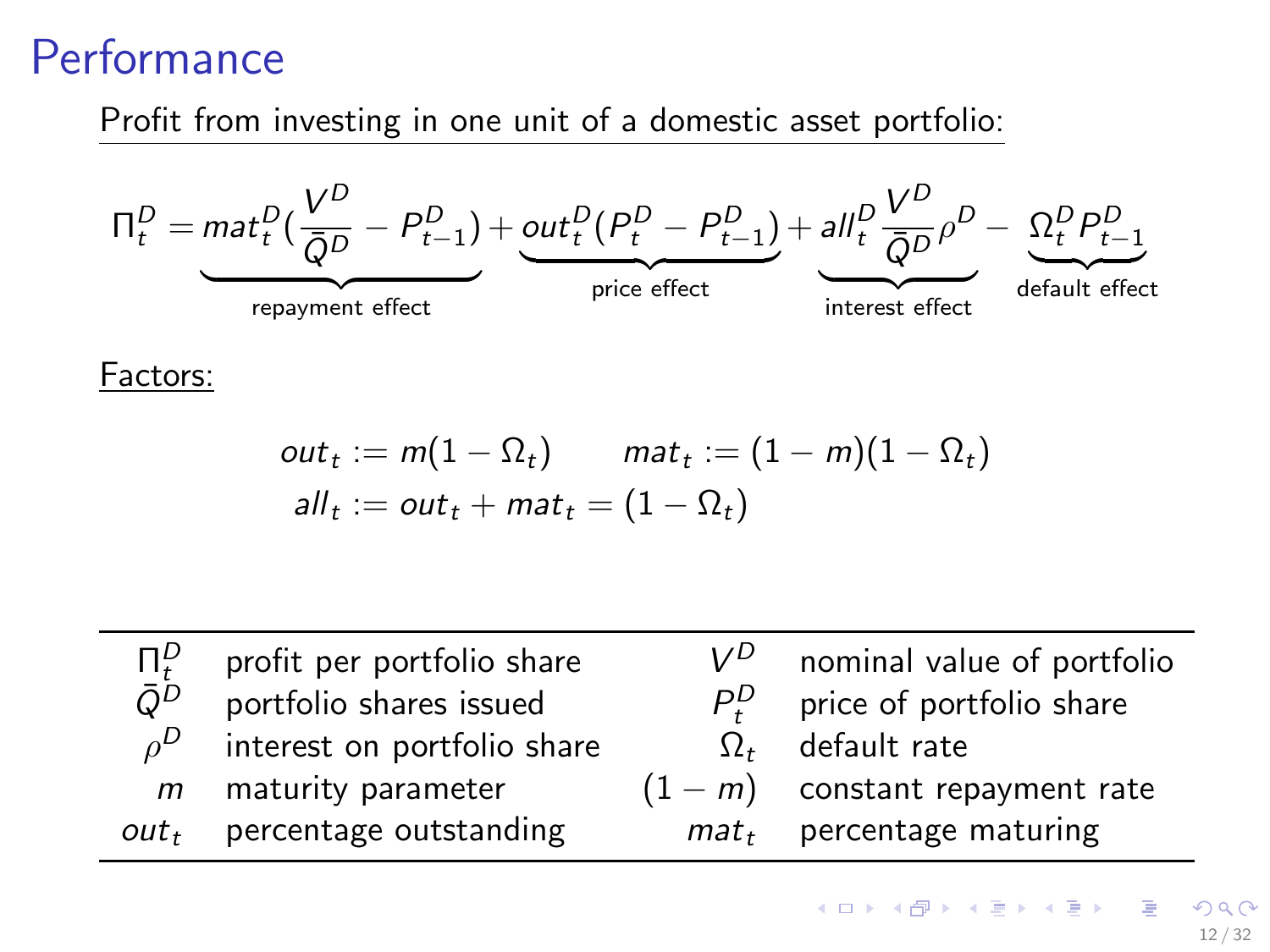# Performance

Profit from investing in one unit of a domestic asset portfolio:

$$\Pi_t^D = \underbrace{mat_t^D\left(\frac{V^D}{\bar{Q}^D} - P_{t-1}^D\right)}_{\text{repayment effect}} + \underbrace{out_t^D(P_t^D - P_{t-1}^D)}_{\text{price effect}} + \underbrace{all_t^D \frac{V^D}{\bar{Q}^D}\rho^D}_{\text{interest effect}} - \underbrace{\Omega_t^D P_{t-1}^D}_{\text{default effect}}$$

Factors:

$$out_t := m(1 - \Omega_t) \qquad mat_t := (1 - m)(1 - \Omega_t)$$
$$all_t := out_t + mat_t = (1 - \Omega_t)$$

| | | | |
|---|---|---|---|
| $\Pi_t^D$ | profit per portfolio share | $V^D$ | nominal value of portfolio |
| $\bar{Q}^D$ | portfolio shares issued | $P_t^D$ | price of portfolio share |
| $\rho^D$ | interest on portfolio share | $\Omega_t$ | default rate |
| $m$ | maturity parameter | $(1 - m)$ | constant repayment rate |
| $out_t$ | percentage outstanding | $mat_t$ | percentage maturing |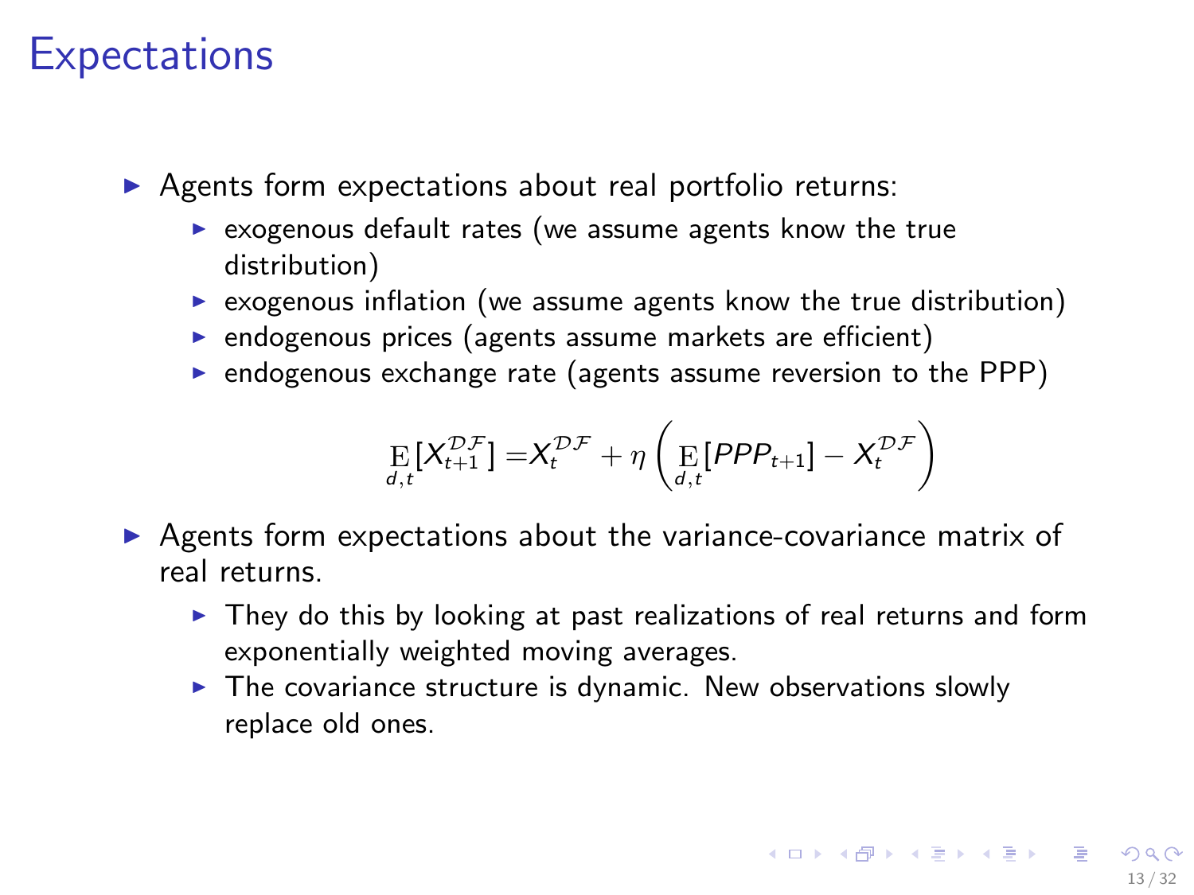# Expectations

- Agents form expectations about real portfolio returns:
  - exogenous default rates (we assume agents know the true distribution)
  - exogenous inflation (we assume agents know the true distribution)
  - endogenous prices (agents assume markets are efficient)
  - endogenous exchange rate (agents assume reversion to the PPP)

$$\underset{d,t}{\mathrm{E}}[X_{t+1}^{\mathcal{DF}}] = X_t^{\mathcal{DF}} + \eta \left( \underset{d,t}{\mathrm{E}}[PPP_{t+1}] - X_t^{\mathcal{DF}} \right)$$

- Agents form expectations about the variance-covariance matrix of real returns.
  - They do this by looking at past realizations of real returns and form exponentially weighted moving averages.
  - The covariance structure is dynamic. New observations slowly replace old ones.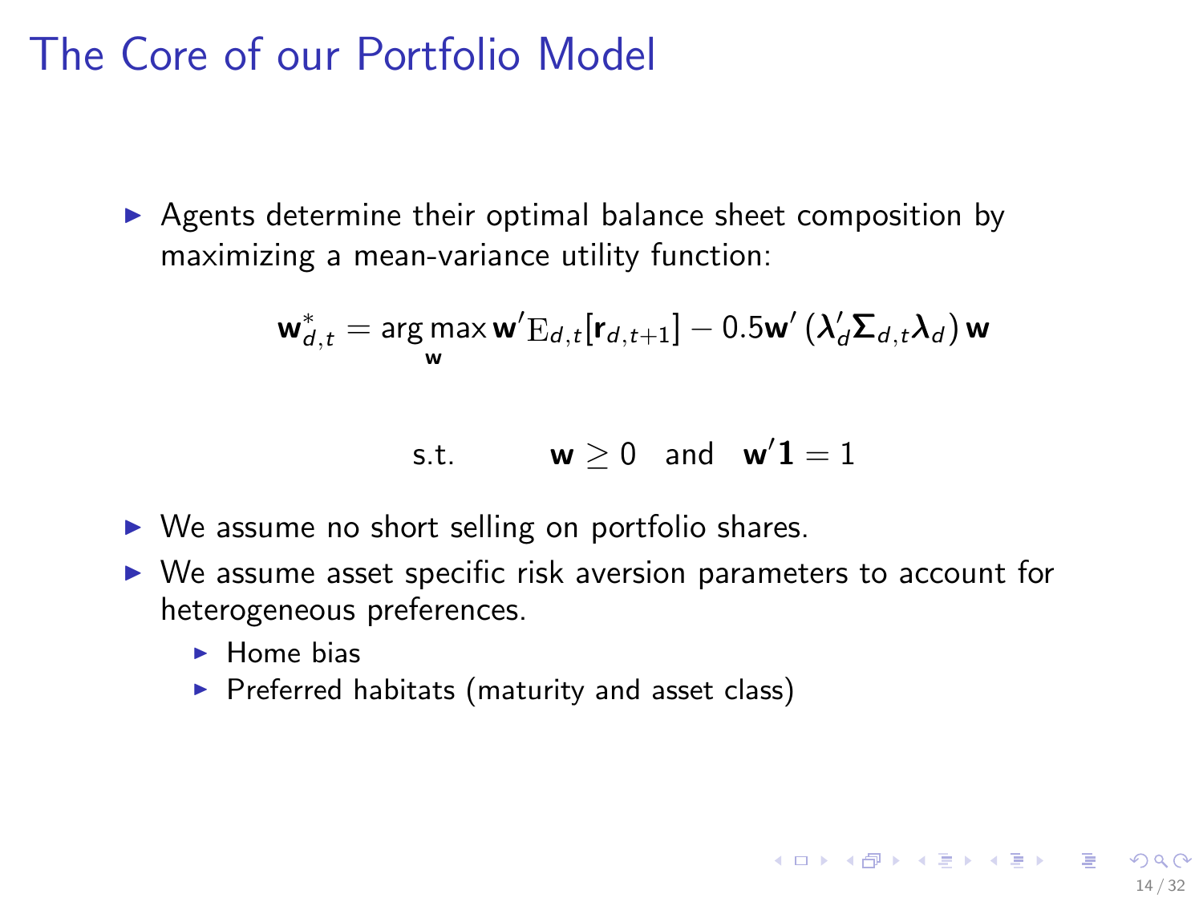# The Core of our Portfolio Model

- Agents determine their optimal balance sheet composition by maximizing a mean-variance utility function:

$$\mathbf{w}^*_{d,t} = \arg\max_{\mathbf{w}} \mathbf{w}' \mathrm{E}_{d,t}[\mathbf{r}_{d,t+1}] - 0.5\mathbf{w}' \left(\boldsymbol{\lambda}'_d \boldsymbol{\Sigma}_{d,t} \boldsymbol{\lambda}_d\right) \mathbf{w}$$

$$\text{s.t.} \qquad \mathbf{w} \geq 0 \quad \text{and} \quad \mathbf{w}'\mathbf{1} = 1$$

- We assume no short selling on portfolio shares.
- We assume asset specific risk aversion parameters to account for heterogeneous preferences.
  - Home bias
  - Preferred habitats (maturity and asset class)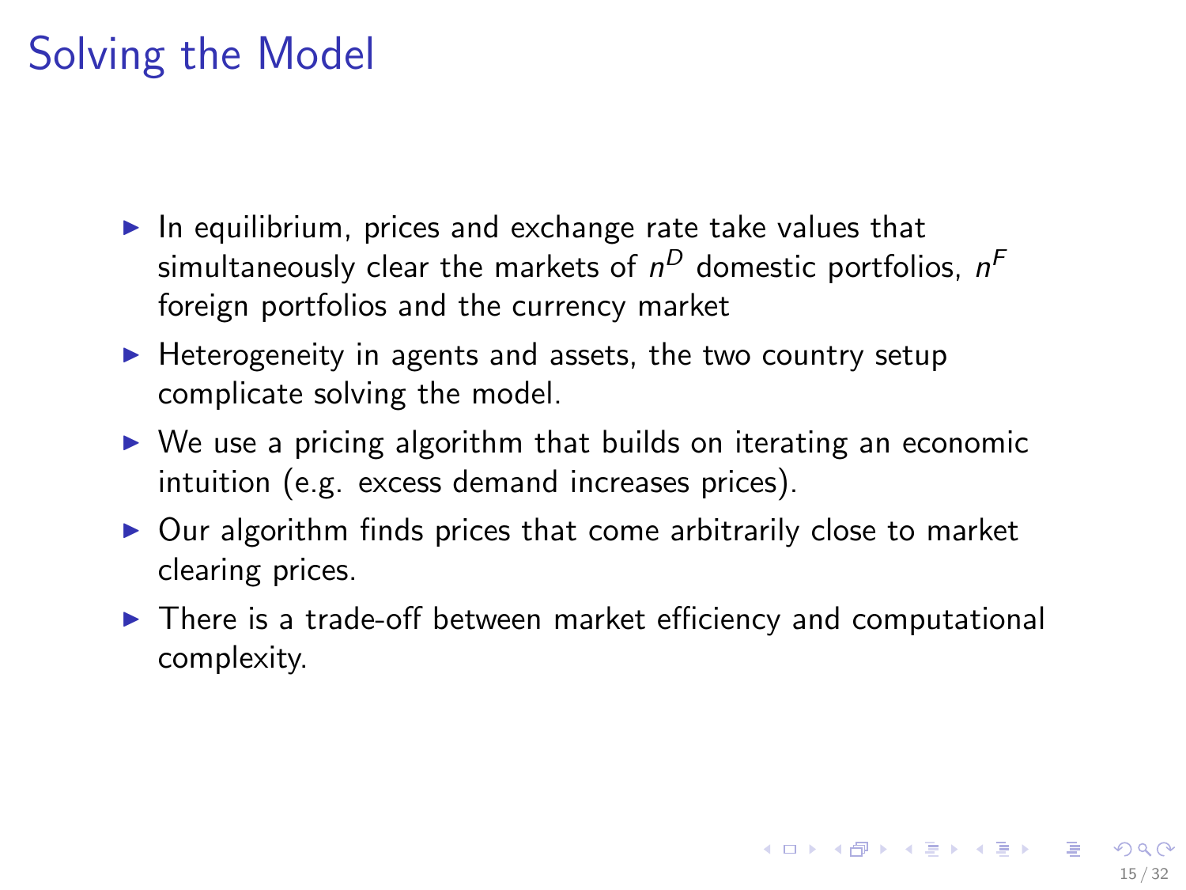# Solving the Model

- In equilibrium, prices and exchange rate take values that simultaneously clear the markets of $n^D$ domestic portfolios, $n^F$ foreign portfolios and the currency market
- Heterogeneity in agents and assets, the two country setup complicate solving the model.
- We use a pricing algorithm that builds on iterating an economic intuition (e.g. excess demand increases prices).
- Our algorithm finds prices that come arbitrarily close to market clearing prices.
- There is a trade-off between market efficiency and computational complexity.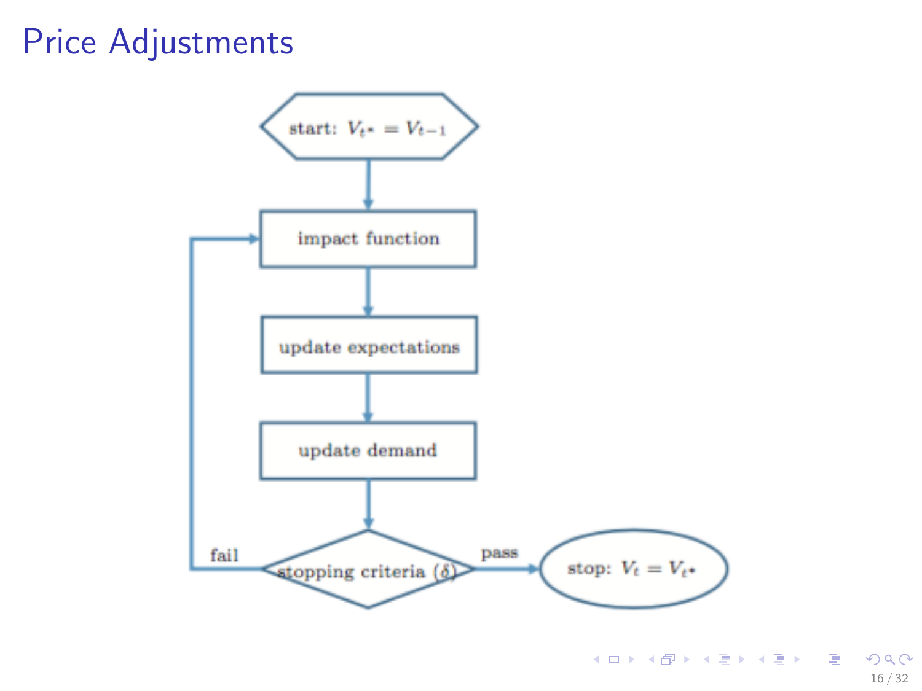# Price Adjustments

start: $V_{t^*} = V_{t-1}$

impact function

update expectations

update demand

stopping criteria ($\delta$)

fail

pass

stop: $V_t = V_{t^*}$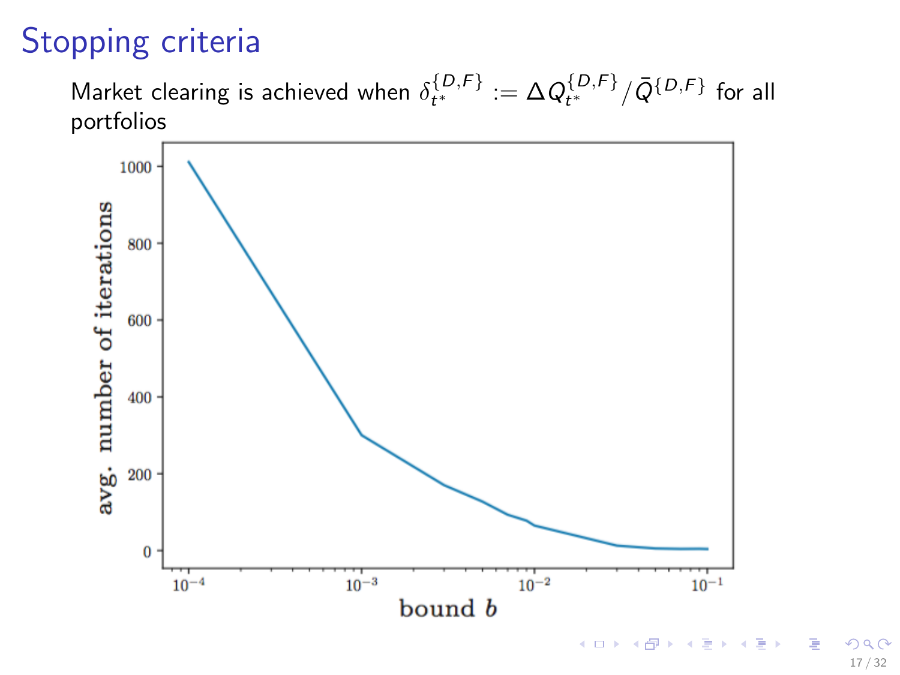# Stopping criteria

Market clearing is achieved when $\delta_{t^*}^{\{D,F\}} := \Delta Q_{t^*}^{\{D,F\}} / \bar{Q}^{\{D,F\}}$ for all portfolios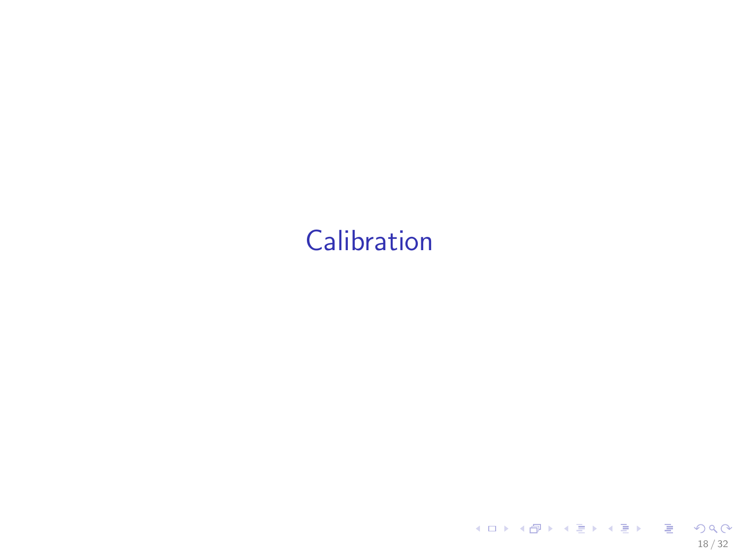# Calibration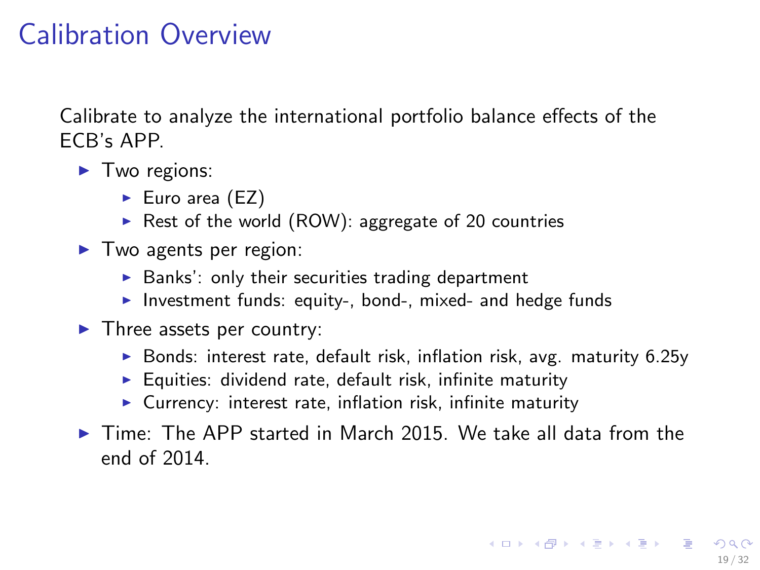# Calibration Overview

Calibrate to analyze the international portfolio balance effects of the ECB's APP.

- Two regions:
  - Euro area (EZ)
  - Rest of the world (ROW): aggregate of 20 countries
- Two agents per region:
  - Banks': only their securities trading department
  - Investment funds: equity-, bond-, mixed- and hedge funds
- Three assets per country:
  - Bonds: interest rate, default risk, inflation risk, avg. maturity 6.25y
  - Equities: dividend rate, default risk, infinite maturity
  - Currency: interest rate, inflation risk, infinite maturity
- Time: The APP started in March 2015. We take all data from the end of 2014.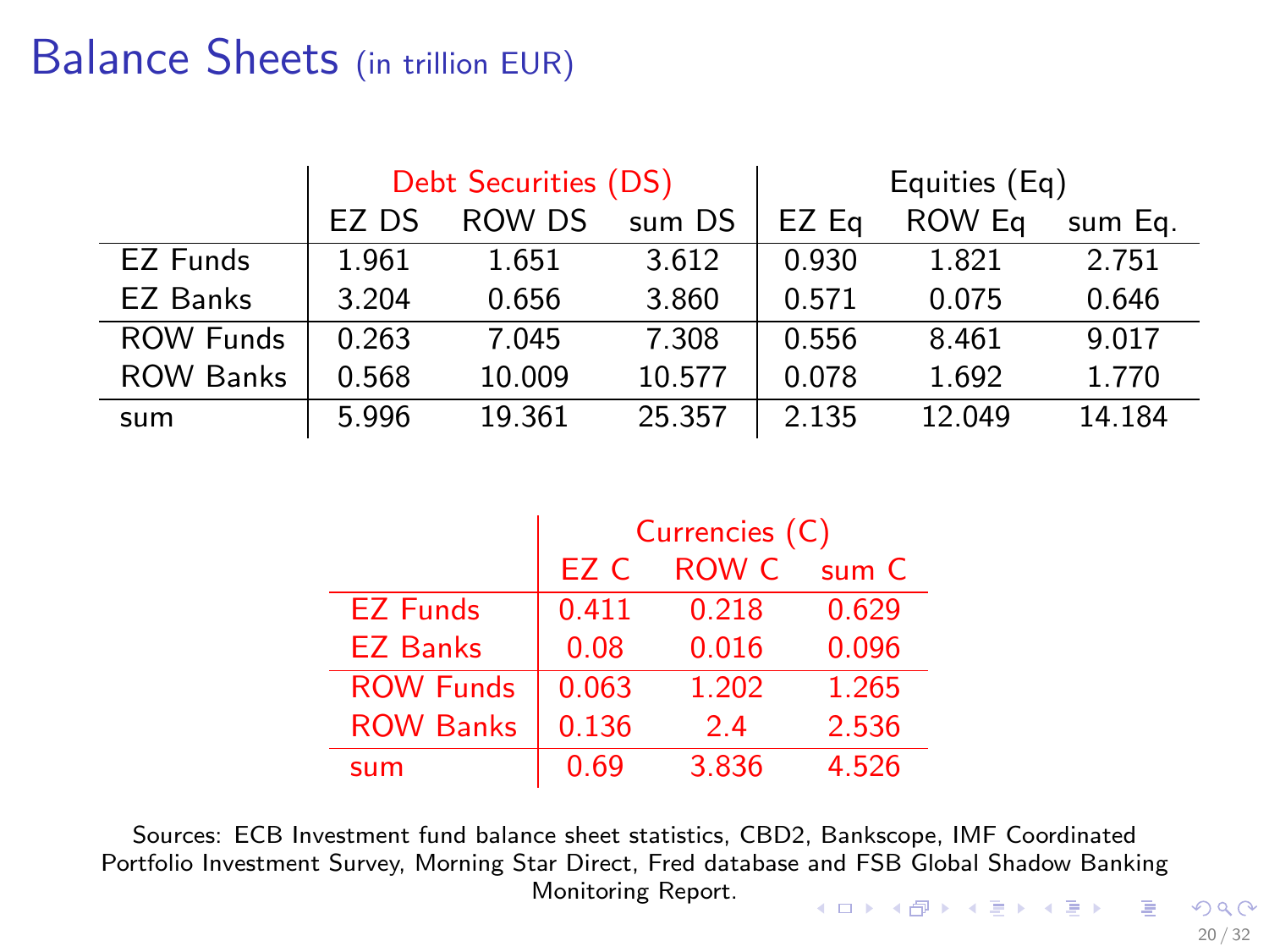# Balance Sheets (in trillion EUR)

| | Debt Securities (DS) | | | Equities (Eq) | | |
|---|---|---|---|---|---|---|
| | EZ DS | ROW DS | sum DS | EZ Eq | ROW Eq | sum Eq. |
| EZ Funds | 1.961 | 1.651 | 3.612 | 0.930 | 1.821 | 2.751 |
| EZ Banks | 3.204 | 0.656 | 3.860 | 0.571 | 0.075 | 0.646 |
| ROW Funds | 0.263 | 7.045 | 7.308 | 0.556 | 8.461 | 9.017 |
| ROW Banks | 0.568 | 10.009 | 10.577 | 0.078 | 1.692 | 1.770 |
| sum | 5.996 | 19.361 | 25.357 | 2.135 | 12.049 | 14.184 |

| | Currencies (C) | | |
|---|---|---|---|
| | EZ C | ROW C | sum C |
| EZ Funds | 0.411 | 0.218 | 0.629 |
| EZ Banks | 0.08 | 0.016 | 0.096 |
| ROW Funds | 0.063 | 1.202 | 1.265 |
| ROW Banks | 0.136 | 2.4 | 2.536 |
| sum | 0.69 | 3.836 | 4.526 |

Sources: ECB Investment fund balance sheet statistics, CBD2, Bankscope, IMF Coordinated Portfolio Investment Survey, Morning Star Direct, Fred database and FSB Global Shadow Banking Monitoring Report.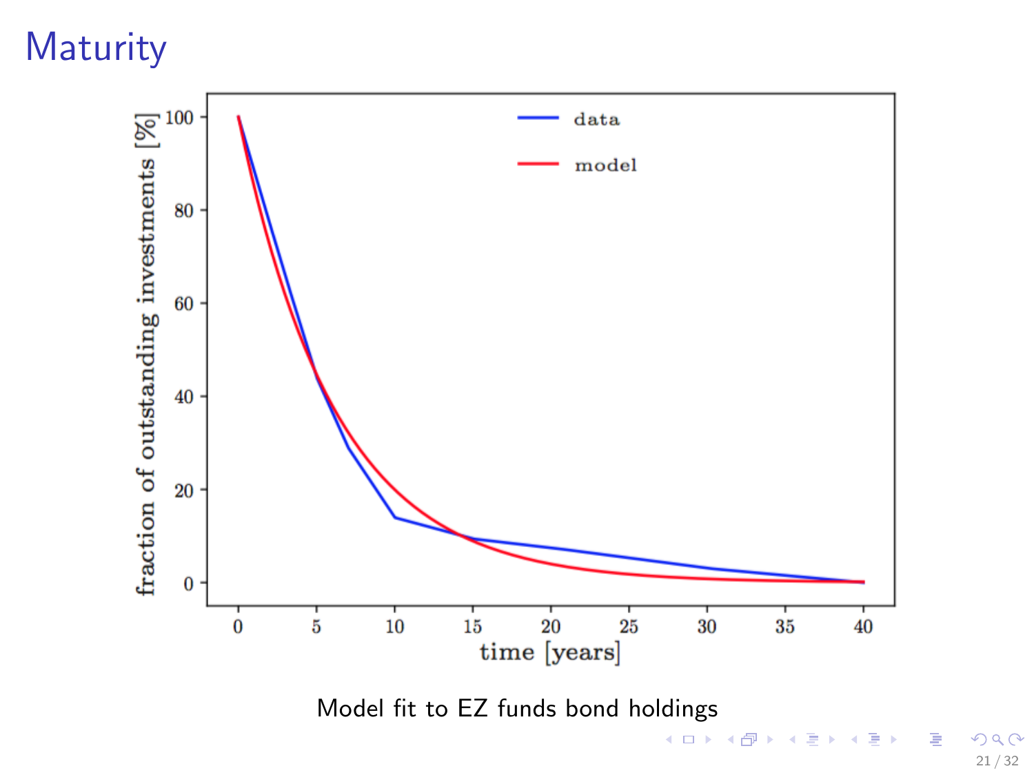# Maturity

Model fit to EZ funds bond holdings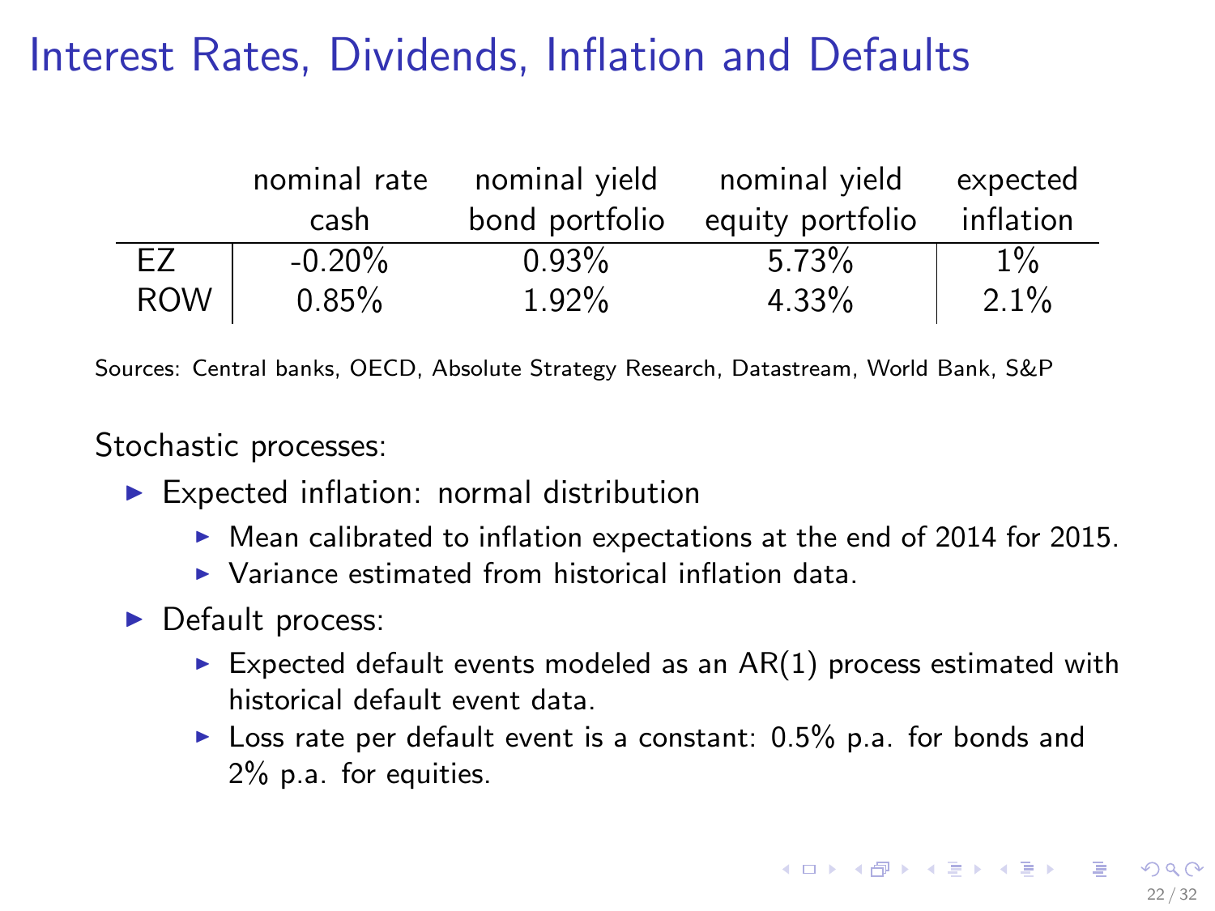# Interest Rates, Dividends, Inflation and Defaults

| | nominal rate cash | nominal yield bond portfolio | nominal yield equity portfolio | expected inflation |
|---|---|---|---|---|
| EZ | -0.20% | 0.93% | 5.73% | 1% |
| ROW | 0.85% | 1.92% | 4.33% | 2.1% |

Sources: Central banks, OECD, Absolute Strategy Research, Datastream, World Bank, S&P

Stochastic processes:

- Expected inflation: normal distribution
  - Mean calibrated to inflation expectations at the end of 2014 for 2015.
  - Variance estimated from historical inflation data.
- Default process:
  - Expected default events modeled as an AR(1) process estimated with historical default event data.
  - Loss rate per default event is a constant: 0.5% p.a. for bonds and 2% p.a. for equities.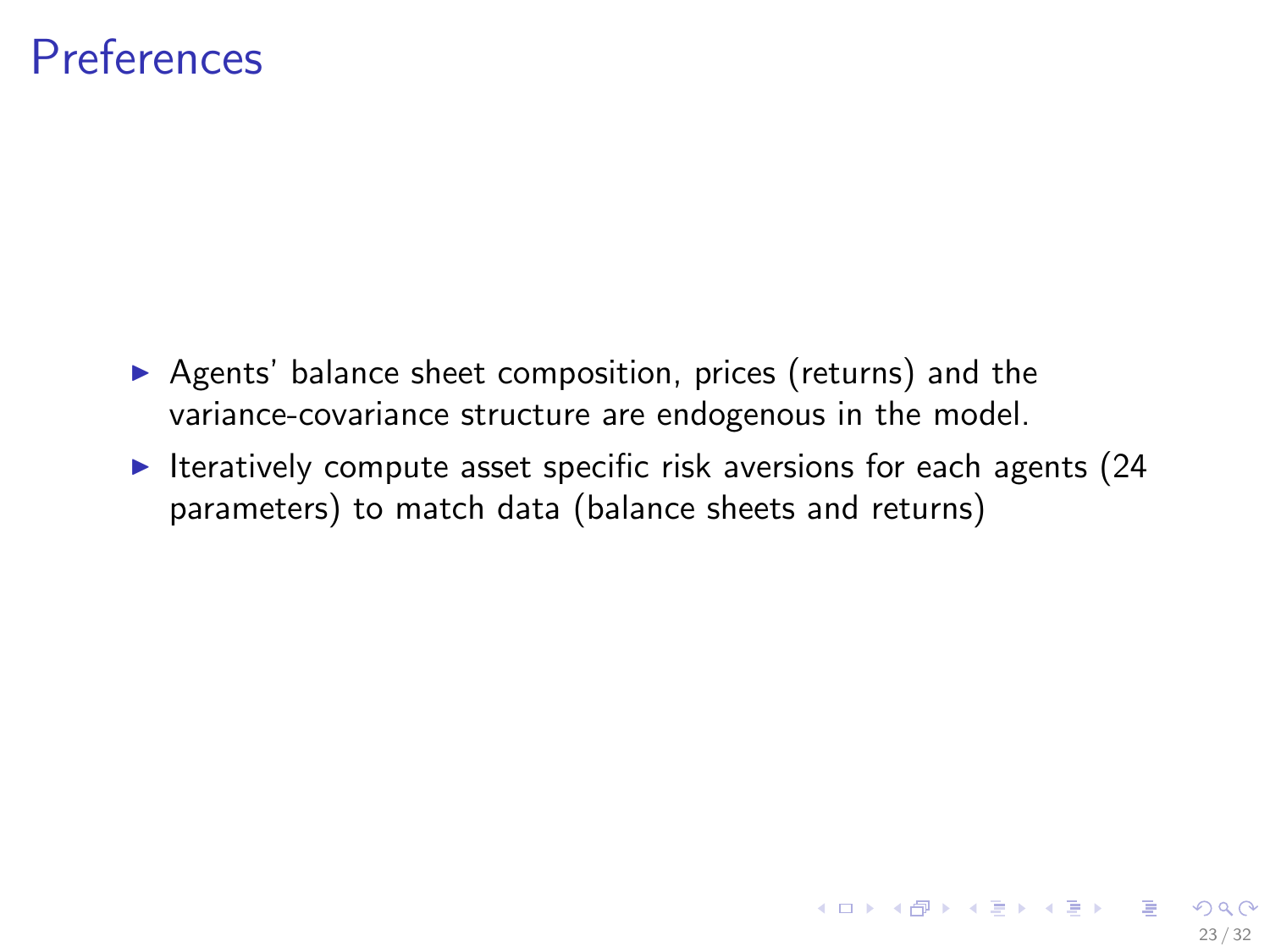# Preferences

- Agents' balance sheet composition, prices (returns) and the variance-covariance structure are endogenous in the model.
- Iteratively compute asset specific risk aversions for each agents (24 parameters) to match data (balance sheets and returns)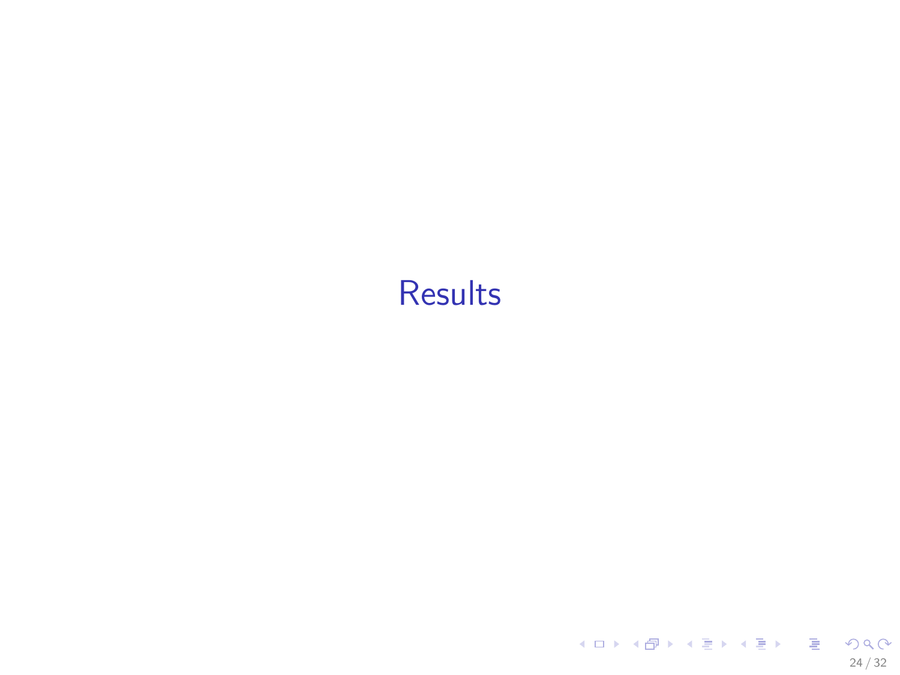# Results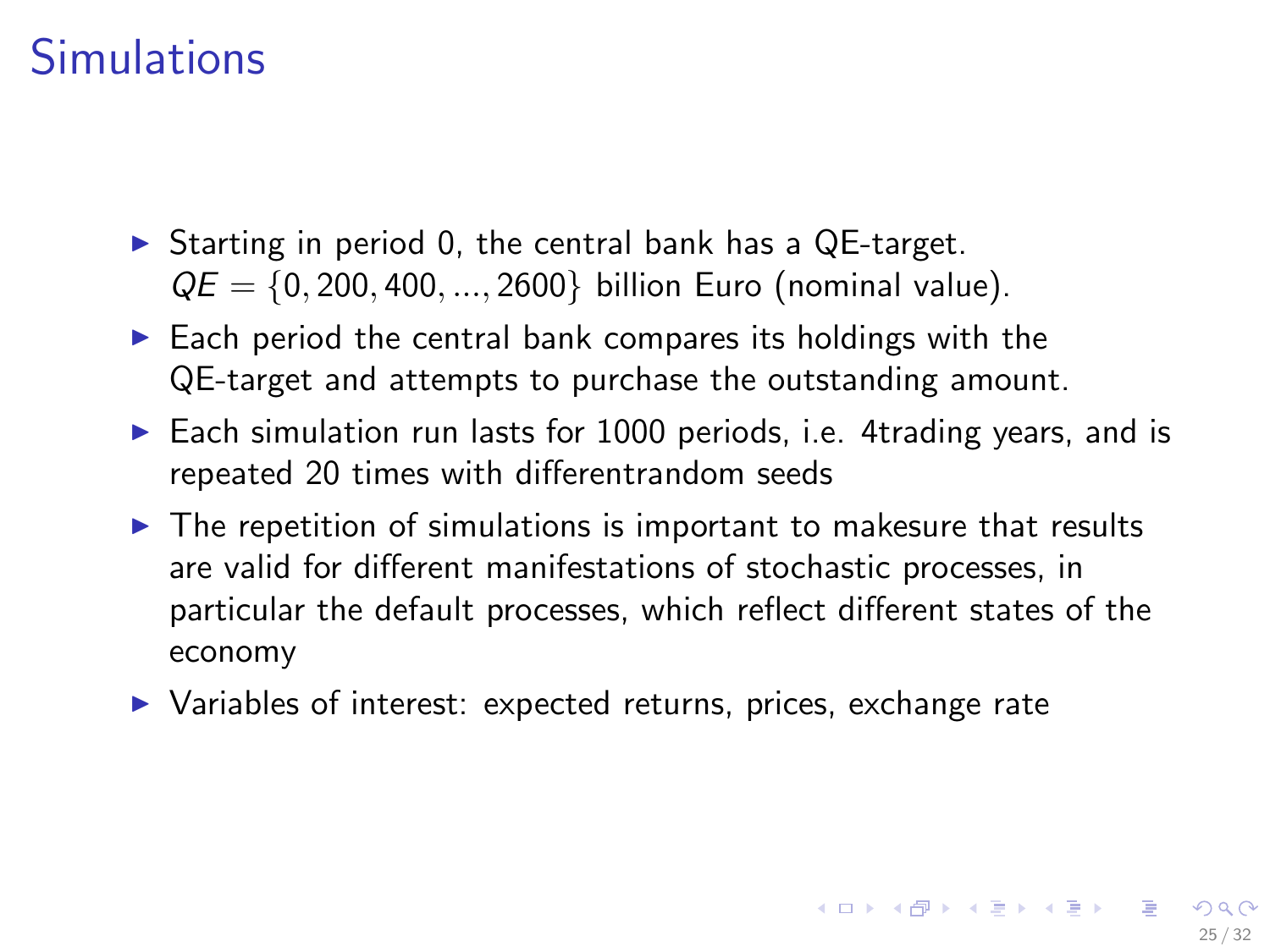# Simulations

- Starting in period 0, the central bank has a QE-target. $QE = \{0, 200, 400, ..., 2600\}$ billion Euro (nominal value).
- Each period the central bank compares its holdings with the QE-target and attempts to purchase the outstanding amount.
- Each simulation run lasts for 1000 periods, i.e. 4trading years, and is repeated 20 times with differentrandom seeds
- The repetition of simulations is important to makesure that results are valid for different manifestations of stochastic processes, in particular the default processes, which reflect different states of the economy
- Variables of interest: expected returns, prices, exchange rate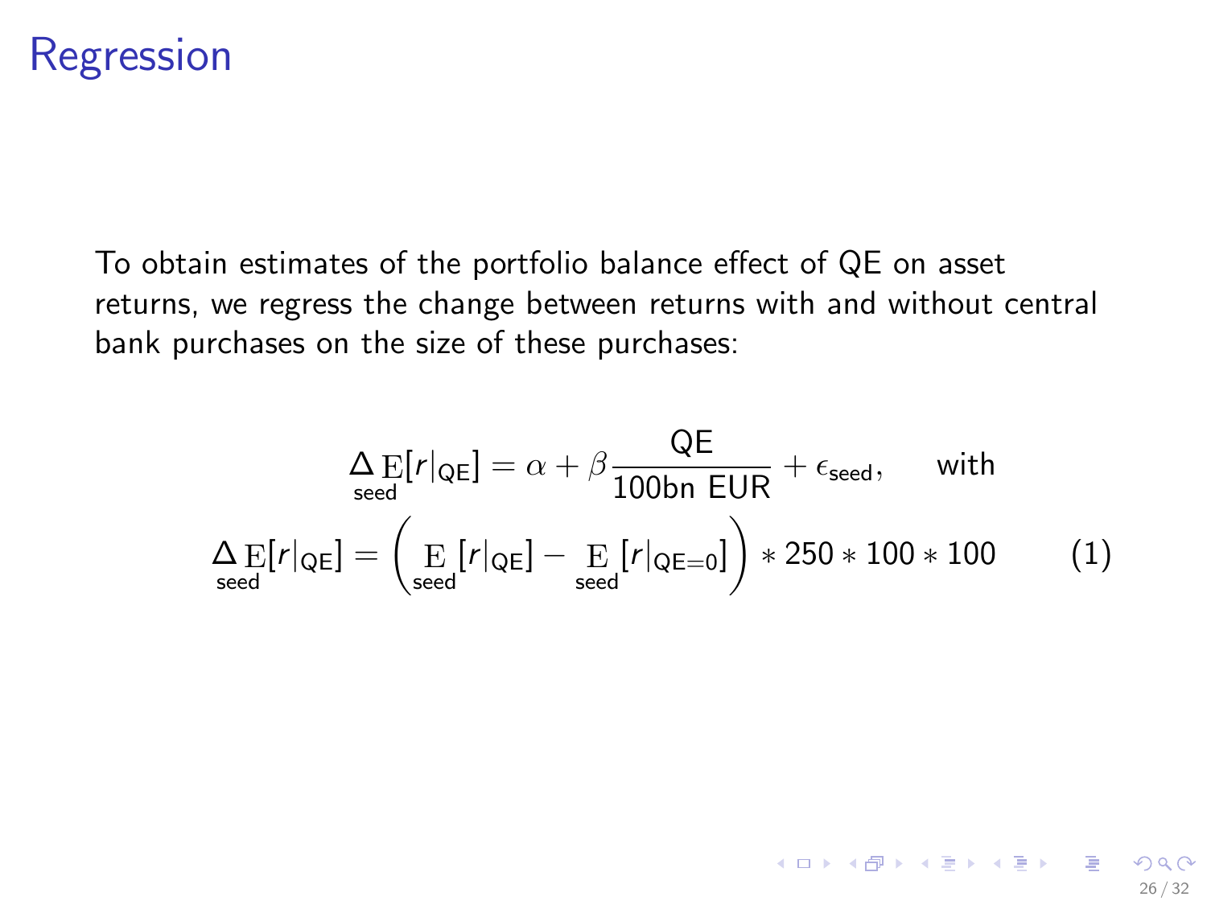# Regression

To obtain estimates of the portfolio balance effect of QE on asset returns, we regress the change between returns with and without central bank purchases on the size of these purchases:

$$
\begin{aligned}
\underset{\text{seed}}{\Delta} \mathrm{E}[r|_{\text{QE}}] &= \alpha + \beta \frac{\text{QE}}{\text{100bn EUR}} + \epsilon_{\text{seed}}, \qquad \text{with} \\
\underset{\text{seed}}{\Delta} \mathrm{E}[r|_{\text{QE}}] &= \left( \underset{\text{seed}}{\mathrm{E}}[r|_{\text{QE}}] - \underset{\text{seed}}{\mathrm{E}}[r|_{\text{QE}=0}] \right) * 250 * 100 * 100 \qquad (1)
\end{aligned}
$$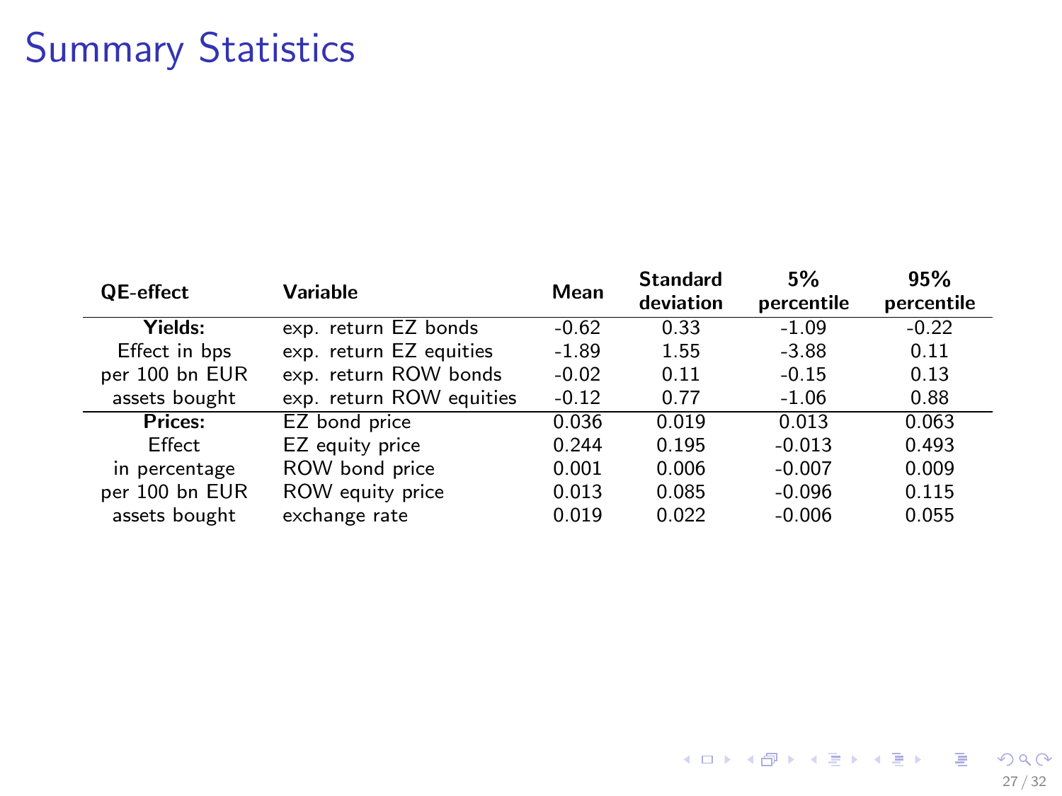# Summary Statistics

| QE-effect | Variable | Mean | Standard deviation | 5% percentile | 95% percentile |
|---|---|---|---|---|---|
| **Yields:** | exp. return EZ bonds | -0.62 | 0.33 | -1.09 | -0.22 |
| Effect in bps | exp. return EZ equities | -1.89 | 1.55 | -3.88 | 0.11 |
| per 100 bn EUR | exp. return ROW bonds | -0.02 | 0.11 | -0.15 | 0.13 |
| assets bought | exp. return ROW equities | -0.12 | 0.77 | -1.06 | 0.88 |
| **Prices:** | EZ bond price | 0.036 | 0.019 | 0.013 | 0.063 |
| Effect | EZ equity price | 0.244 | 0.195 | -0.013 | 0.493 |
| in percentage | ROW bond price | 0.001 | 0.006 | -0.007 | 0.009 |
| per 100 bn EUR | ROW equity price | 0.013 | 0.085 | -0.096 | 0.115 |
| assets bought | exchange rate | 0.019 | 0.022 | -0.006 | 0.055 |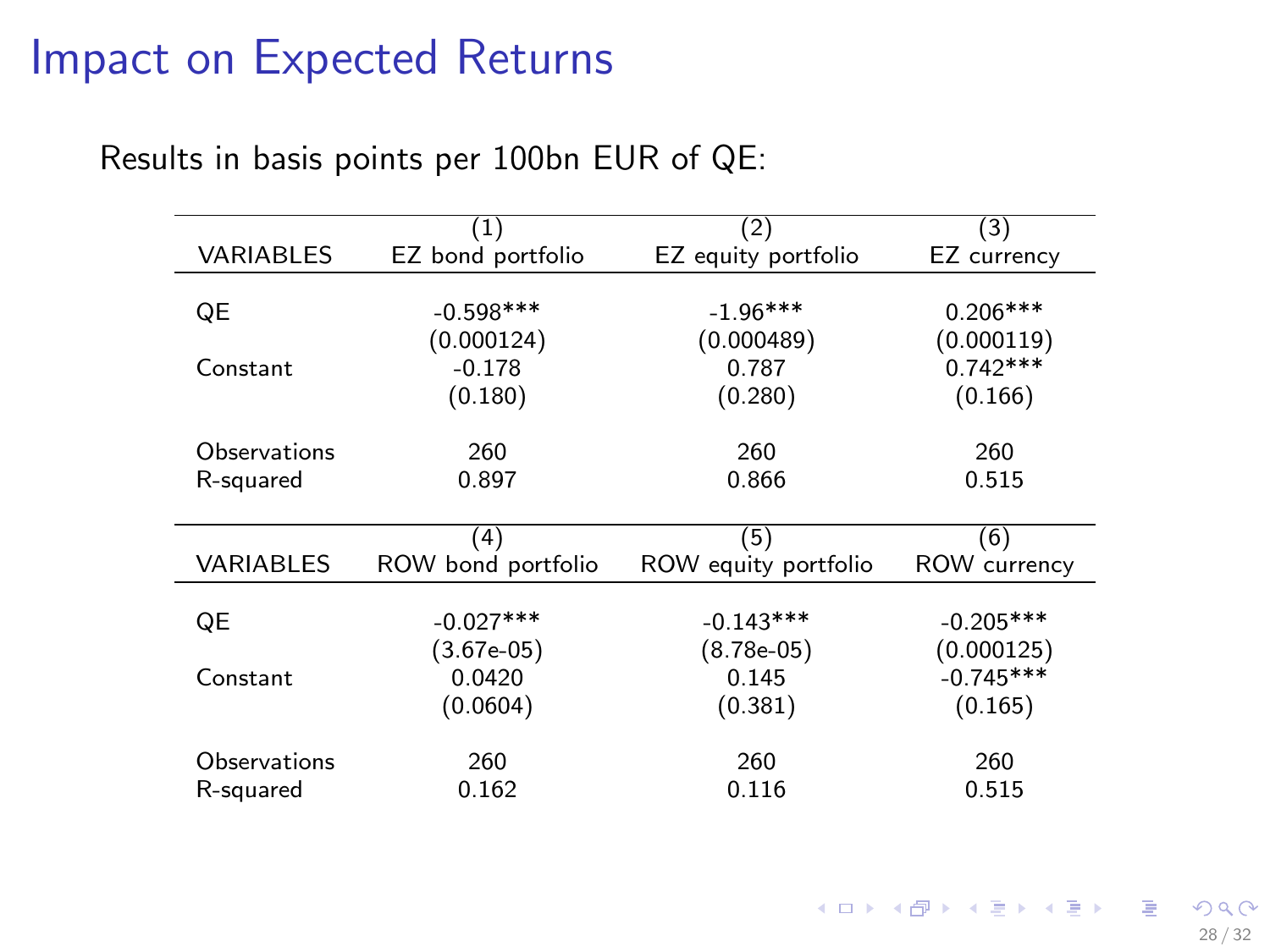# Impact on Expected Returns

Results in basis points per 100bn EUR of QE:

| VARIABLES | (1) EZ bond portfolio | (2) EZ equity portfolio | (3) EZ currency |
|---|---|---|---|
| QE | -0.598*** | -1.96*** | 0.206*** |
| | (0.000124) | (0.000489) | (0.000119) |
| Constant | -0.178 | 0.787 | 0.742*** |
| | (0.180) | (0.280) | (0.166) |
| Observations | 260 | 260 | 260 |
| R-squared | 0.897 | 0.866 | 0.515 |

| VARIABLES | (4) ROW bond portfolio | (5) ROW equity portfolio | (6) ROW currency |
|---|---|---|---|
| QE | -0.027*** | -0.143*** | -0.205*** |
| | (3.67e-05) | (8.78e-05) | (0.000125) |
| Constant | 0.0420 | 0.145 | -0.745*** |
| | (0.0604) | (0.381) | (0.165) |
| Observations | 260 | 260 | 260 |
| R-squared | 0.162 | 0.116 | 0.515 |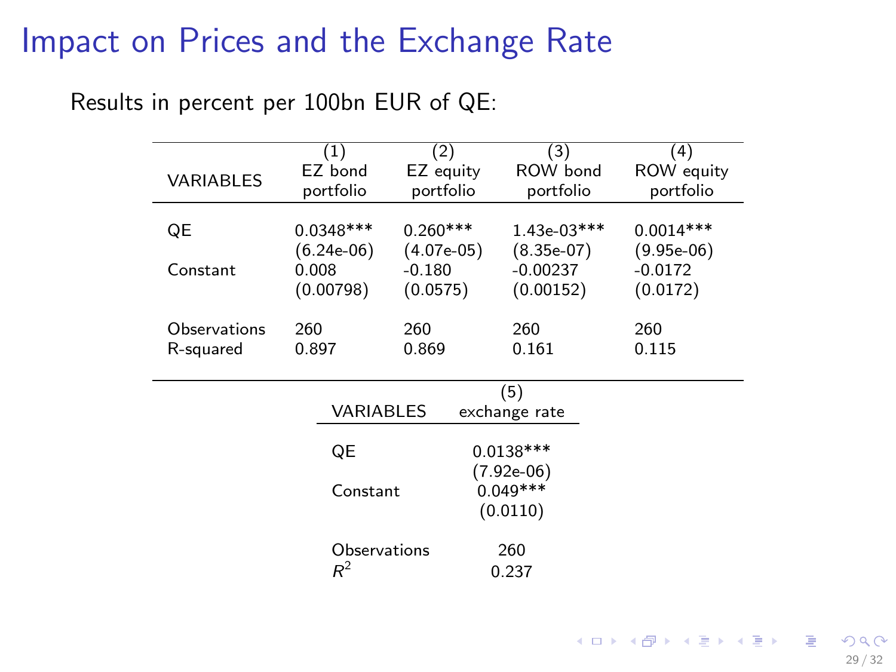# Impact on Prices and the Exchange Rate

Results in percent per 100bn EUR of QE:

| VARIABLES | (1) EZ bond portfolio | (2) EZ equity portfolio | (3) ROW bond portfolio | (4) ROW equity portfolio |
|---|---|---|---|---|
| QE | 0.0348*** | 0.260*** | 1.43e-03*** | 0.0014*** |
| | (6.24e-06) | (4.07e-05) | (8.35e-07) | (9.95e-06) |
| Constant | 0.008 | -0.180 | -0.00237 | -0.0172 |
| | (0.00798) | (0.0575) | (0.00152) | (0.0172) |
| Observations | 260 | 260 | 260 | 260 |
| R-squared | 0.897 | 0.869 | 0.161 | 0.115 |

| VARIABLES | (5) exchange rate |
|---|---|
| QE | 0.0138*** |
| | (7.92e-06) |
| Constant | 0.049*** |
| | (0.0110) |
| Observations | 260 |
| $R^2$ | 0.237 |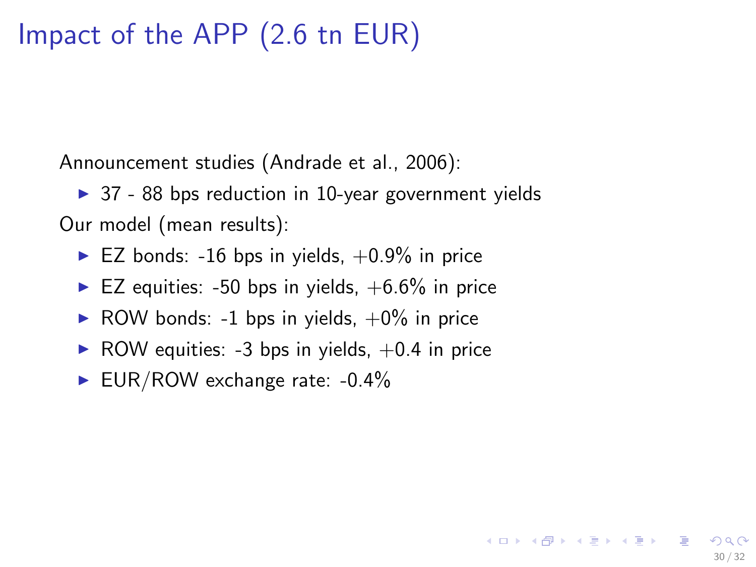# Impact of the APP (2.6 tn EUR)

Announcement studies (Andrade et al., 2006):

- 37 - 88 bps reduction in 10-year government yields

Our model (mean results):

- EZ bonds: -16 bps in yields, +0.9% in price
- EZ equities: -50 bps in yields, +6.6% in price
- ROW bonds: -1 bps in yields, +0% in price
- ROW equities: -3 bps in yields, +0.4 in price
- EUR/ROW exchange rate: -0.4%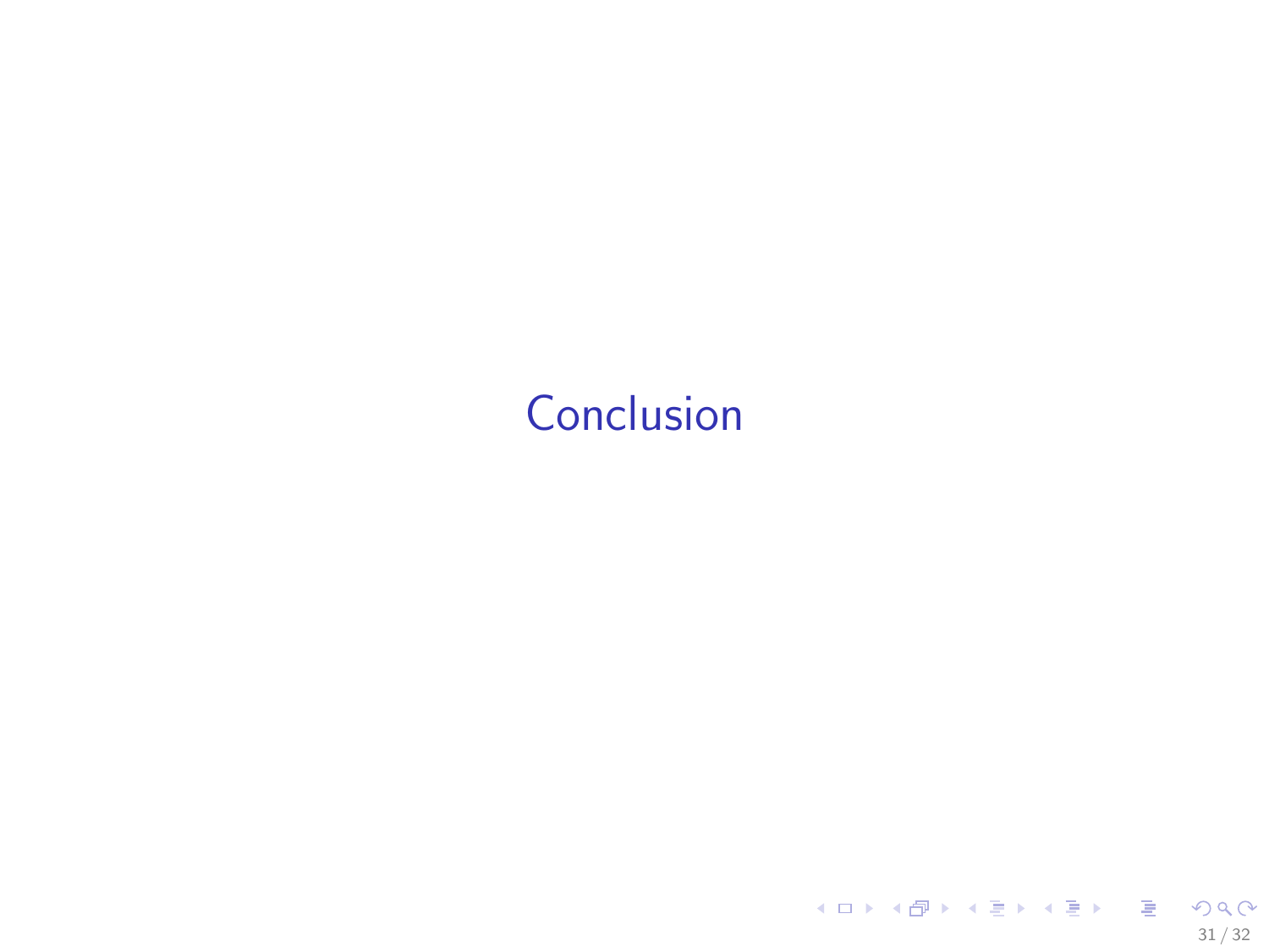# Conclusion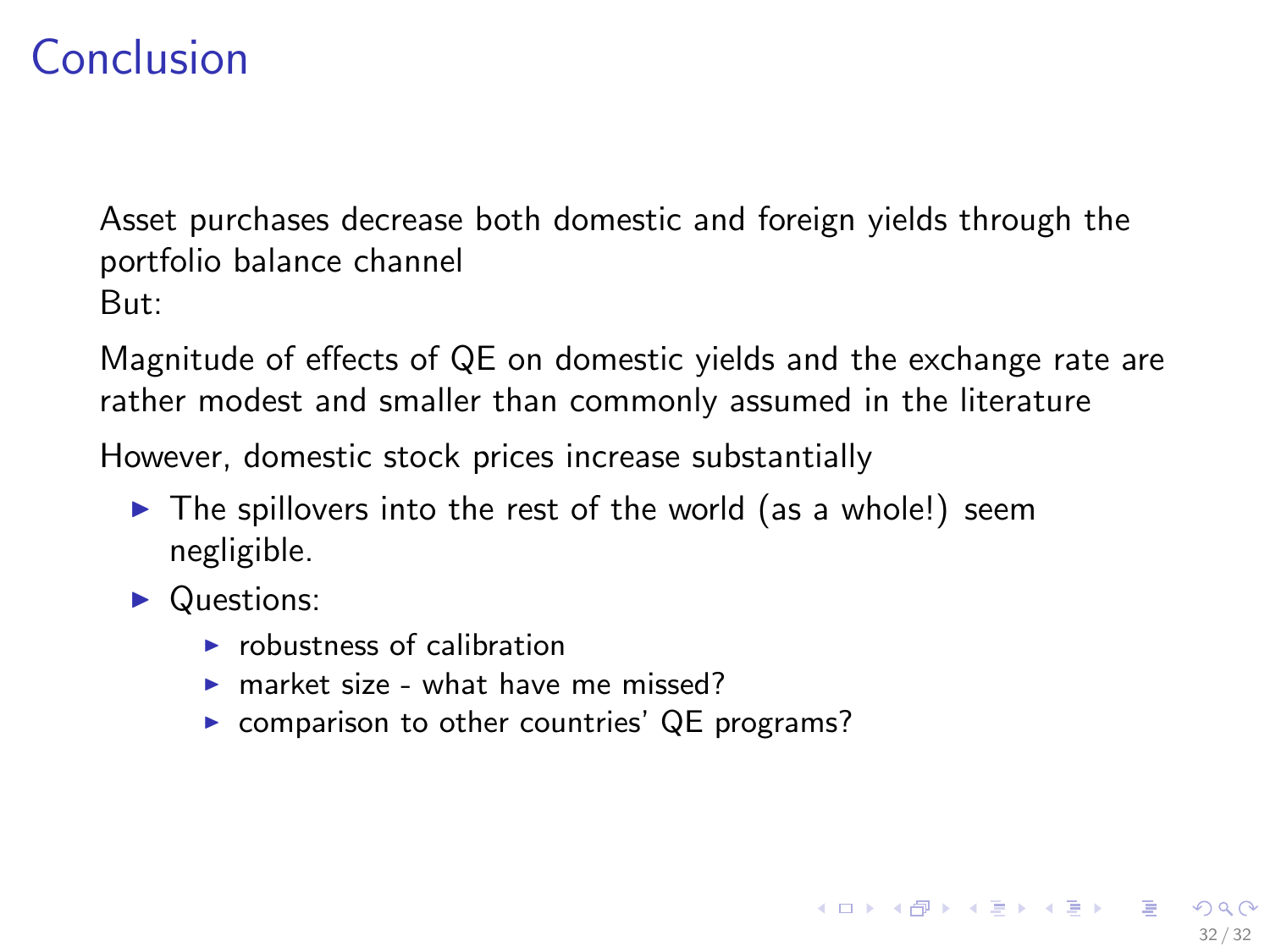# Conclusion

Asset purchases decrease both domestic and foreign yields through the portfolio balance channel
But:

Magnitude of effects of QE on domestic yields and the exchange rate are rather modest and smaller than commonly assumed in the literature

However, domestic stock prices increase substantially

- The spillovers into the rest of the world (as a whole!) seem negligible.
- Questions:
  - robustness of calibration
  - market size - what have me missed?
  - comparison to other countries' QE programs?